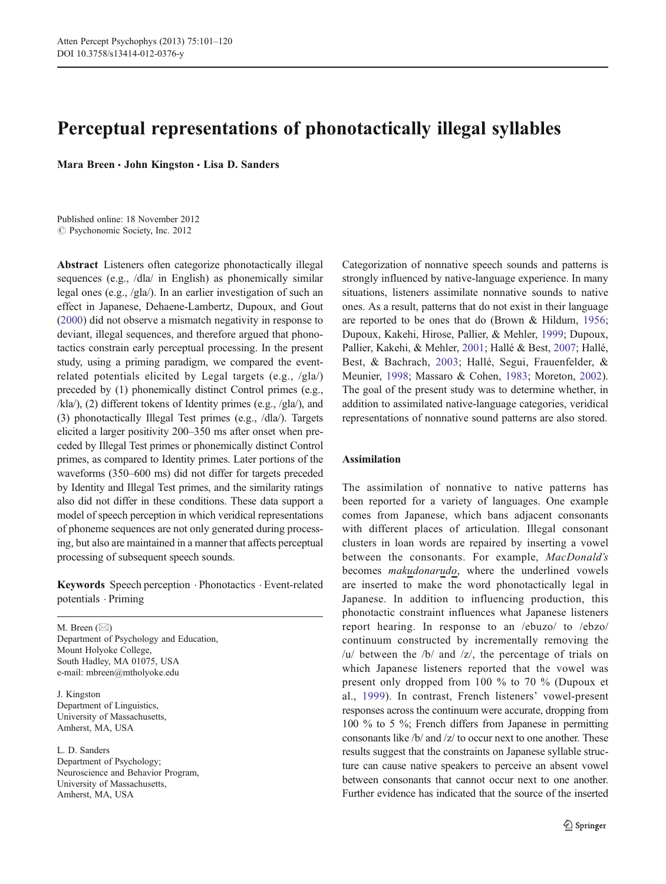# Perceptual representations of phonotactically illegal syllables

**Mara Breen · John Kingston · Lisa D. Sanders**

Published online: 18 November 2012
© Psychonomic Society, Inc. 2012

**Abstract** Listeners often categorize phonotactically illegal sequences (e.g., /dla/ in English) as phonemically similar legal ones (e.g., /gla/). In an earlier investigation of such an effect in Japanese, Dehaene-Lambertz, Dupoux, and Gout (2000) did not observe a mismatch negativity in response to deviant, illegal sequences, and therefore argued that phonotactics constrain early perceptual processing. In the present study, using a priming paradigm, we compared the event-related potentials elicited by Legal targets (e.g., /gla/) preceded by (1) phonemically distinct Control primes (e.g., /kla/), (2) different tokens of Identity primes (e.g., /gla/), and (3) phonotactically Illegal Test primes (e.g., /dla/). Targets elicited a larger positivity 200–350 ms after onset when preceded by Illegal Test primes or phonemically distinct Control primes, as compared to Identity primes. Later portions of the waveforms (350–600 ms) did not differ for targets preceded by Identity and Illegal Test primes, and the similarity ratings also did not differ in these conditions. These data support a model of speech perception in which veridical representations of phoneme sequences are not only generated during processing, but also are maintained in a manner that affects perceptual processing of subsequent speech sounds.

**Keywords** Speech perception · Phonotactics · Event-related potentials · Priming

M. Breen (✉)
Department of Psychology and Education,
Mount Holyoke College,
South Hadley, MA 01075, USA
e-mail: mbreen@mtholyoke.edu

J. Kingston
Department of Linguistics,
University of Massachusetts,
Amherst, MA, USA

L. D. Sanders
Department of Psychology;
Neuroscience and Behavior Program,
University of Massachusetts,
Amherst, MA, USA

Categorization of nonnative speech sounds and patterns is strongly influenced by native-language experience. In many situations, listeners assimilate nonnative sounds to native ones. As a result, patterns that do not exist in their language are reported to be ones that do (Brown & Hildum, 1956; Dupoux, Kakehi, Hirose, Pallier, & Mehler, 1999; Dupoux, Pallier, Kakehi, & Mehler, 2001; Hallé & Best, 2007; Hallé, Best, & Bachrach, 2003; Hallé, Segui, Frauenfelder, & Meunier, 1998; Massaro & Cohen, 1983; Moreton, 2002). The goal of the present study was to determine whether, in addition to assimilated native-language categories, veridical representations of nonnative sound patterns are also stored.

## Assimilation

The assimilation of nonnative to native patterns has been reported for a variety of languages. One example comes from Japanese, which bans adjacent consonants with different places of articulation. Illegal consonant clusters in loan words are repaired by inserting a vowel between the consonants. For example, *MacDonald's* becomes *makudonarudo*, where the underlined vowels are inserted to make the word phonotactically legal in Japanese. In addition to influencing production, this phonotactic constraint influences what Japanese listeners report hearing. In response to an /ebuzo/ to /ebzo/ continuum constructed by incrementally removing the /u/ between the /b/ and /z/, the percentage of trials on which Japanese listeners reported that the vowel was present only dropped from 100 % to 70 % (Dupoux et al., 1999). In contrast, French listeners' vowel-present responses across the continuum were accurate, dropping from 100 % to 5 %; French differs from Japanese in permitting consonants like /b/ and /z/ to occur next to one another. These results suggest that the constraints on Japanese syllable structure can cause native speakers to perceive an absent vowel between consonants that cannot occur next to one another. Further evidence has indicated that the source of the inserted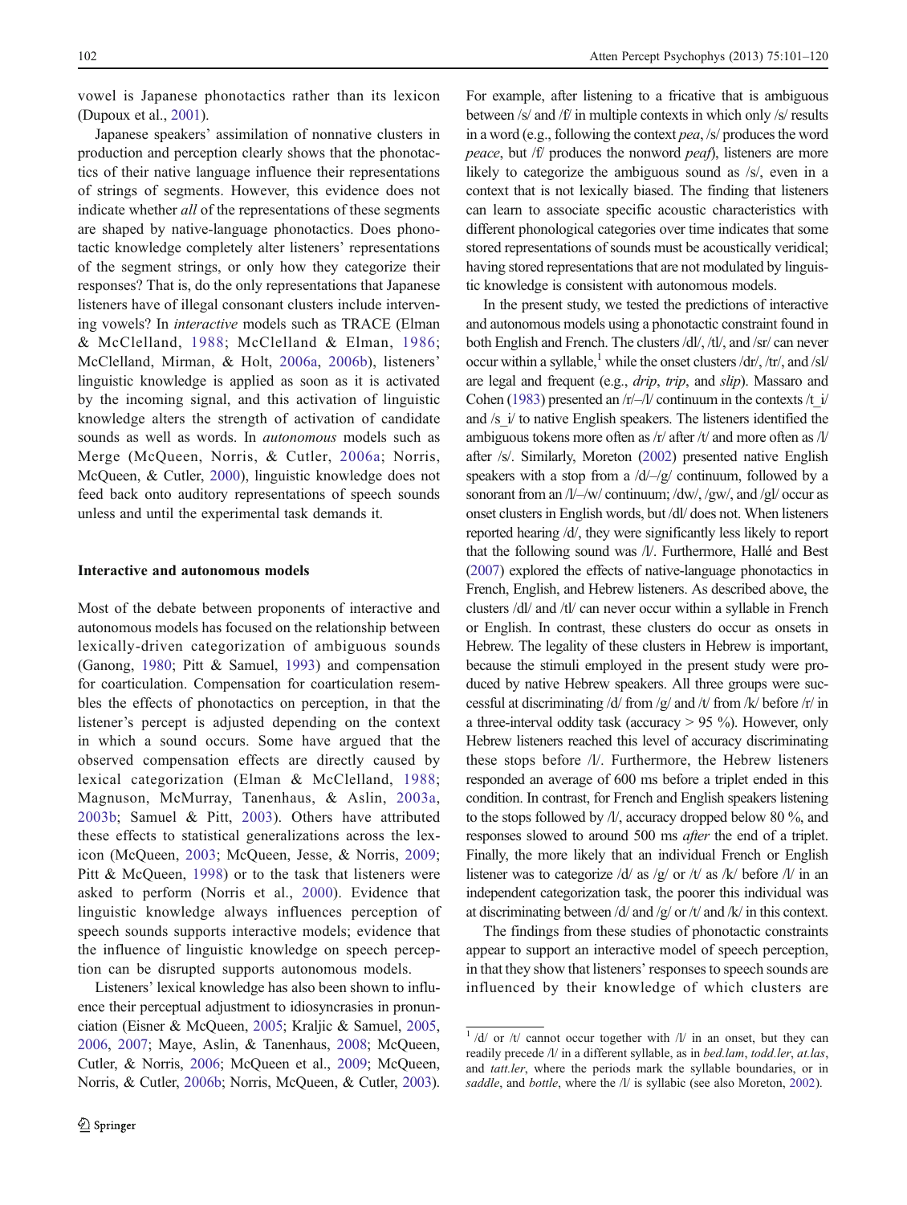vowel is Japanese phonotactics rather than its lexicon (Dupoux et al., 2001).

Japanese speakers' assimilation of nonnative clusters in production and perception clearly shows that the phonotactics of their native language influence their representations of strings of segments. However, this evidence does not indicate whether *all* of the representations of these segments are shaped by native-language phonotactics. Does phonotactic knowledge completely alter listeners' representations of the segment strings, or only how they categorize their responses? That is, do the only representations that Japanese listeners have of illegal consonant clusters include intervening vowels? In *interactive* models such as TRACE (Elman & McClelland, 1988; McClelland & Elman, 1986; McClelland, Mirman, & Holt, 2006a, 2006b), listeners' linguistic knowledge is applied as soon as it is activated by the incoming signal, and this activation of linguistic knowledge alters the strength of activation of candidate sounds as well as words. In *autonomous* models such as Merge (McQueen, Norris, & Cutler, 2006a; Norris, McQueen, & Cutler, 2000), linguistic knowledge does not feed back onto auditory representations of speech sounds unless and until the experimental task demands it.

### Interactive and autonomous models

Most of the debate between proponents of interactive and autonomous models has focused on the relationship between lexically-driven categorization of ambiguous sounds (Ganong, 1980; Pitt & Samuel, 1993) and compensation for coarticulation. Compensation for coarticulation resembles the effects of phonotactics on perception, in that the listener's percept is adjusted depending on the context in which a sound occurs. Some have argued that the observed compensation effects are directly caused by lexical categorization (Elman & McClelland, 1988; Magnuson, McMurray, Tanenhaus, & Aslin, 2003a, 2003b; Samuel & Pitt, 2003). Others have attributed these effects to statistical generalizations across the lexicon (McQueen, 2003; McQueen, Jesse, & Norris, 2009; Pitt & McQueen, 1998) or to the task that listeners were asked to perform (Norris et al., 2000). Evidence that linguistic knowledge always influences perception of speech sounds supports interactive models; evidence that the influence of linguistic knowledge on speech perception can be disrupted supports autonomous models.

Listeners' lexical knowledge has also been shown to influence their perceptual adjustment to idiosyncrasies in pronunciation (Eisner & McQueen, 2005; Kraljic & Samuel, 2005, 2006, 2007; Maye, Aslin, & Tanenhaus, 2008; McQueen, Cutler, & Norris, 2006; McQueen et al., 2009; McQueen, Norris, & Cutler, 2006b; Norris, McQueen, & Cutler, 2003). For example, after listening to a fricative that is ambiguous between /s/ and /f/ in multiple contexts in which only /s/ results in a word (e.g., following the context *pea*, /s/ produces the word *peace*, but /f/ produces the nonword *peaf*), listeners are more likely to categorize the ambiguous sound as /s/, even in a context that is not lexically biased. The finding that listeners can learn to associate specific acoustic characteristics with different phonological categories over time indicates that some stored representations of sounds must be acoustically veridical; having stored representations that are not modulated by linguistic knowledge is consistent with autonomous models.

In the present study, we tested the predictions of interactive and autonomous models using a phonotactic constraint found in both English and French. The clusters /dl/, /tl/, and /sr/ can never occur within a syllable,[1] while the onset clusters /dr/, /tr/, and /sl/ are legal and frequent (e.g., *drip*, *trip*, and *slip*). Massaro and Cohen (1983) presented an /r/–/l/ continuum in the contexts /t_i/ and /s_i/ to native English speakers. The listeners identified the ambiguous tokens more often as /r/ after /t/ and more often as /l/ after /s/. Similarly, Moreton (2002) presented native English speakers with a stop from a /d/–/g/ continuum, followed by a sonorant from an /l/–/w/ continuum; /dw/, /gw/, and /gl/ occur as onset clusters in English words, but /dl/ does not. When listeners reported hearing /d/, they were significantly less likely to report that the following sound was /l/. Furthermore, Hallé and Best (2007) explored the effects of native-language phonotactics in French, English, and Hebrew listeners. As described above, the clusters /dl/ and /tl/ can never occur within a syllable in French or English. In contrast, these clusters do occur as onsets in Hebrew. The legality of these clusters in Hebrew is important, because the stimuli employed in the present study were produced by native Hebrew speakers. All three groups were successful at discriminating /d/ from /g/ and /t/ from /k/ before /r/ in a three-interval oddity task (accuracy > 95 %). However, only Hebrew listeners reached this level of accuracy discriminating these stops before /l/. Furthermore, the Hebrew listeners responded an average of 600 ms before a triplet ended in this condition. In contrast, for French and English speakers listening to the stops followed by /l/, accuracy dropped below 80 %, and responses slowed to around 500 ms *after* the end of a triplet. Finally, the more likely that an individual French or English listener was to categorize /d/ as /g/ or /t/ as /k/ before /l/ in an independent categorization task, the poorer this individual was at discriminating between /d/ and /g/ or /t/ and /k/ in this context.

The findings from these studies of phonotactic constraints appear to support an interactive model of speech perception, in that they show that listeners' responses to speech sounds are influenced by their knowledge of which clusters are

[1] /d/ or /t/ cannot occur together with /l/ in an onset, but they can readily precede /l/ in a different syllable, as in *bed.lam*, *todd.ler*, *at.las*, and *tatt.ler*, where the periods mark the syllable boundaries, or in *saddle*, and *bottle*, where the /l/ is syllabic (see also Moreton, 2002).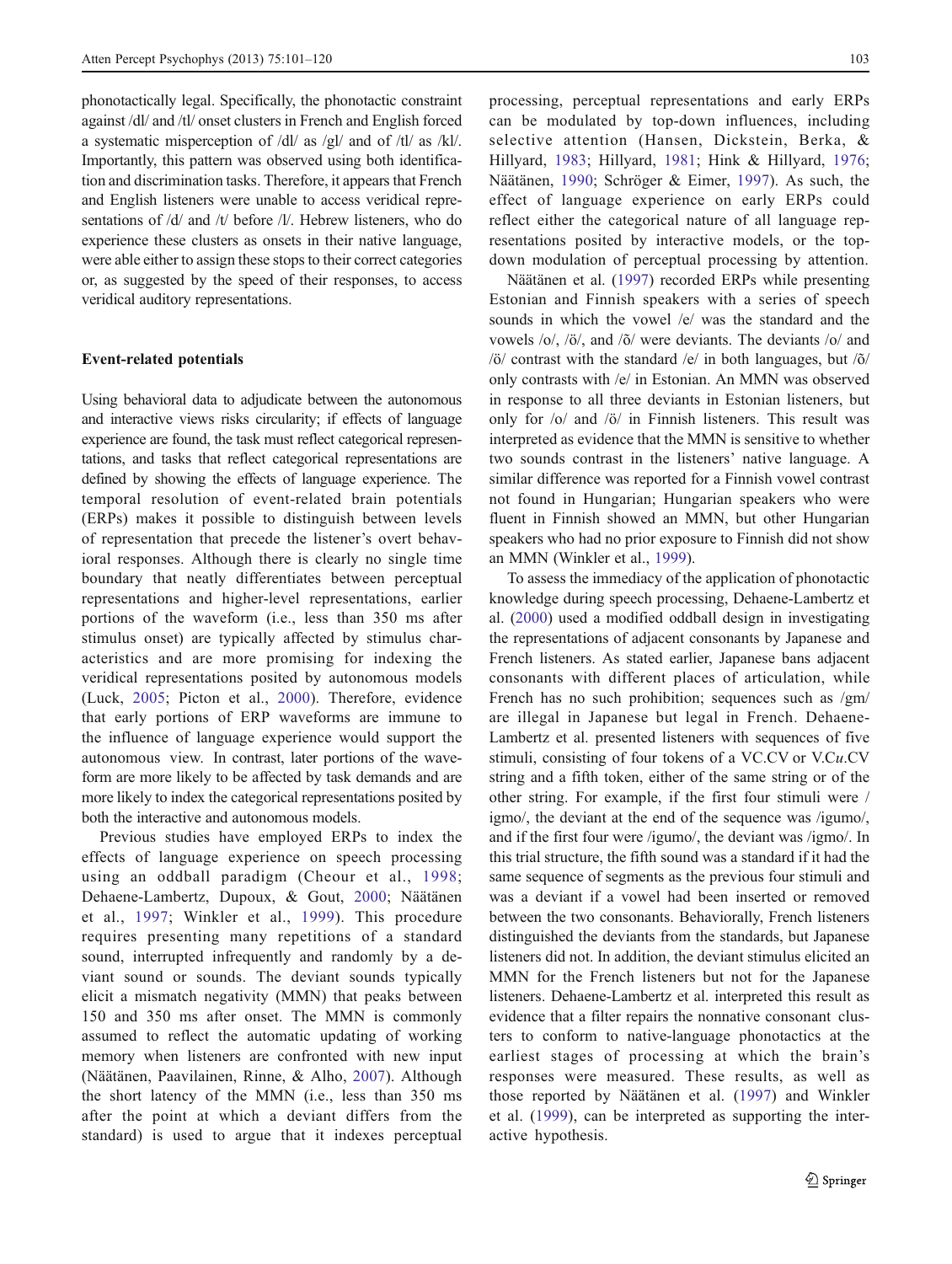phonotactically legal. Specifically, the phonotactic constraint against /dl/ and /tl/ onset clusters in French and English forced a systematic misperception of /dl/ as /gl/ and of /tl/ as /kl/. Importantly, this pattern was observed using both identification and discrimination tasks. Therefore, it appears that French and English listeners were unable to access veridical representations of /d/ and /t/ before /l/. Hebrew listeners, who do experience these clusters as onsets in their native language, were able either to assign these stops to their correct categories or, as suggested by the speed of their responses, to access veridical auditory representations.

### Event-related potentials

Using behavioral data to adjudicate between the autonomous and interactive views risks circularity; if effects of language experience are found, the task must reflect categorical representations, and tasks that reflect categorical representations are defined by showing the effects of language experience. The temporal resolution of event-related brain potentials (ERPs) makes it possible to distinguish between levels of representation that precede the listener's overt behavioral responses. Although there is clearly no single time boundary that neatly differentiates between perceptual representations and higher-level representations, earlier portions of the waveform (i.e., less than 350 ms after stimulus onset) are typically affected by stimulus characteristics and are more promising for indexing the veridical representations posited by autonomous models (Luck, 2005; Picton et al., 2000). Therefore, evidence that early portions of ERP waveforms are immune to the influence of language experience would support the autonomous view. In contrast, later portions of the waveform are more likely to be affected by task demands and are more likely to index the categorical representations posited by both the interactive and autonomous models.

Previous studies have employed ERPs to index the effects of language experience on speech processing using an oddball paradigm (Cheour et al., 1998; Dehaene-Lambertz, Dupoux, & Gout, 2000; Näätänen et al., 1997; Winkler et al., 1999). This procedure requires presenting many repetitions of a standard sound, interrupted infrequently and randomly by a deviant sound or sounds. The deviant sounds typically elicit a mismatch negativity (MMN) that peaks between 150 and 350 ms after onset. The MMN is commonly assumed to reflect the automatic updating of working memory when listeners are confronted with new input (Näätänen, Paavilainen, Rinne, & Alho, 2007). Although the short latency of the MMN (i.e., less than 350 ms after the point at which a deviant differs from the standard) is used to argue that it indexes perceptual processing, perceptual representations and early ERPs can be modulated by top-down influences, including selective attention (Hansen, Dickstein, Berka, & Hillyard, 1983; Hillyard, 1981; Hink & Hillyard, 1976; Näätänen, 1990; Schröger & Eimer, 1997). As such, the effect of language experience on early ERPs could reflect either the categorical nature of all language representations posited by interactive models, or the top-down modulation of perceptual processing by attention.

Näätänen et al. (1997) recorded ERPs while presenting Estonian and Finnish speakers with a series of speech sounds in which the vowel /e/ was the standard and the vowels /o/, /ö/, and /õ/ were deviants. The deviants /o/ and /ö/ contrast with the standard /e/ in both languages, but /õ/ only contrasts with /e/ in Estonian. An MMN was observed in response to all three deviants in Estonian listeners, but only for /o/ and /ö/ in Finnish listeners. This result was interpreted as evidence that the MMN is sensitive to whether two sounds contrast in the listeners' native language. A similar difference was reported for a Finnish vowel contrast not found in Hungarian; Hungarian speakers who were fluent in Finnish showed an MMN, but other Hungarian speakers who had no prior exposure to Finnish did not show an MMN (Winkler et al., 1999).

To assess the immediacy of the application of phonotactic knowledge during speech processing, Dehaene-Lambertz et al. (2000) used a modified oddball design in investigating the representations of adjacent consonants by Japanese and French listeners. As stated earlier, Japanese bans adjacent consonants with different places of articulation, while French has no such prohibition; sequences such as /gm/ are illegal in Japanese but legal in French. Dehaene-Lambertz et al. presented listeners with sequences of five stimuli, consisting of four tokens of a VC.CV or V.C*u*.CV string and a fifth token, either of the same string or of the other string. For example, if the first four stimuli were /igmo/, the deviant at the end of the sequence was /igumo/, and if the first four were /igumo/, the deviant was /igmo/. In this trial structure, the fifth sound was a standard if it had the same sequence of segments as the previous four stimuli and was a deviant if a vowel had been inserted or removed between the two consonants. Behaviorally, French listeners distinguished the deviants from the standards, but Japanese listeners did not. In addition, the deviant stimulus elicited an MMN for the French listeners but not for the Japanese listeners. Dehaene-Lambertz et al. interpreted this result as evidence that a filter repairs the nonnative consonant clusters to conform to native-language phonotactics at the earliest stages of processing at which the brain's responses were measured. These results, as well as those reported by Näätänen et al. (1997) and Winkler et al. (1999), can be interpreted as supporting the interactive hypothesis.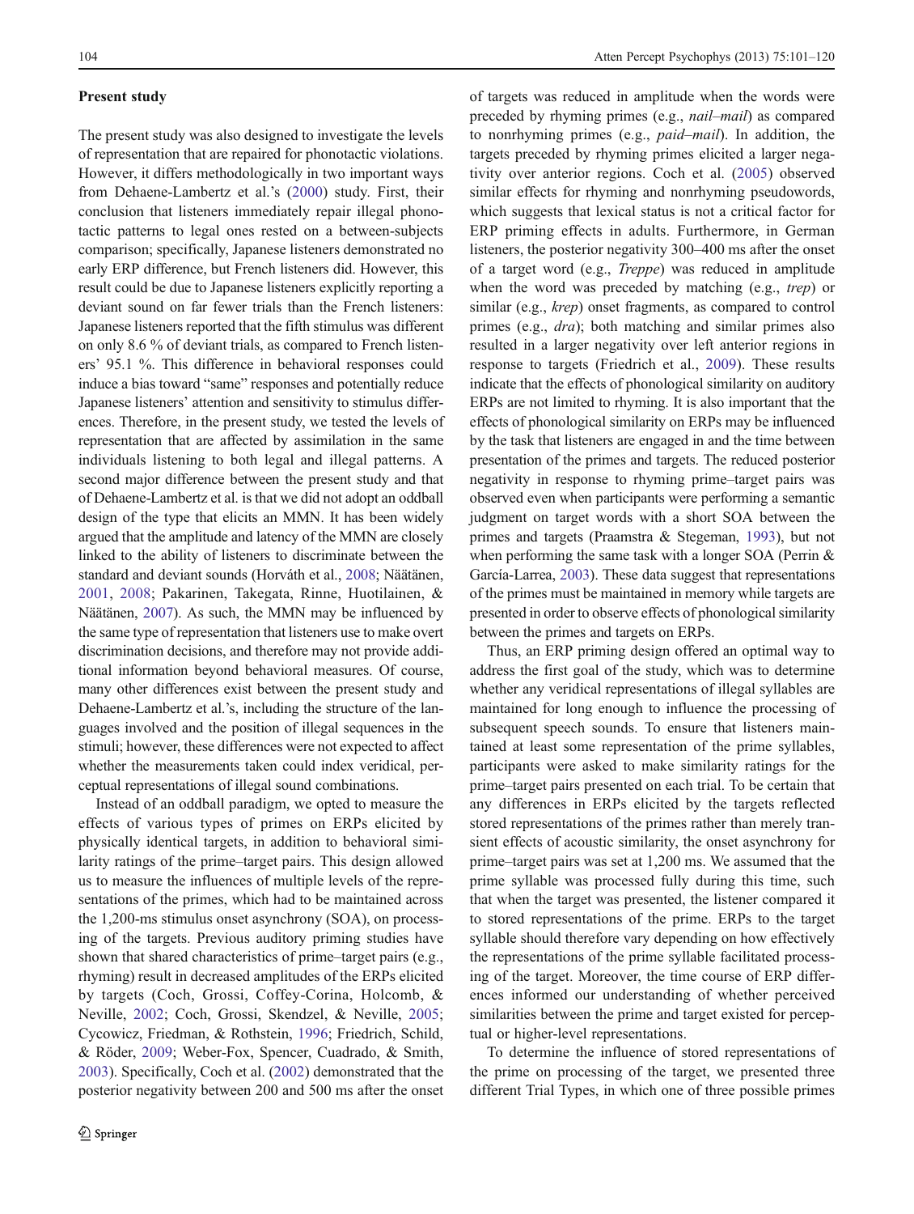### Present study

The present study was also designed to investigate the levels of representation that are repaired for phonotactic violations. However, it differs methodologically in two important ways from Dehaene-Lambertz et al.'s (2000) study. First, their conclusion that listeners immediately repair illegal phonotactic patterns to legal ones rested on a between-subjects comparison; specifically, Japanese listeners demonstrated no early ERP difference, but French listeners did. However, this result could be due to Japanese listeners explicitly reporting a deviant sound on far fewer trials than the French listeners: Japanese listeners reported that the fifth stimulus was different on only 8.6 % of deviant trials, as compared to French listeners' 95.1 %. This difference in behavioral responses could induce a bias toward "same" responses and potentially reduce Japanese listeners' attention and sensitivity to stimulus differences. Therefore, in the present study, we tested the levels of representation that are affected by assimilation in the same individuals listening to both legal and illegal patterns. A second major difference between the present study and that of Dehaene-Lambertz et al. is that we did not adopt an oddball design of the type that elicits an MMN. It has been widely argued that the amplitude and latency of the MMN are closely linked to the ability of listeners to discriminate between the standard and deviant sounds (Horváth et al., 2008; Näätänen, 2001, 2008; Pakarinen, Takegata, Rinne, Huotilainen, & Näätänen, 2007). As such, the MMN may be influenced by the same type of representation that listeners use to make overt discrimination decisions, and therefore may not provide additional information beyond behavioral measures. Of course, many other differences exist between the present study and Dehaene-Lambertz et al.'s, including the structure of the languages involved and the position of illegal sequences in the stimuli; however, these differences were not expected to affect whether the measurements taken could index veridical, perceptual representations of illegal sound combinations.

Instead of an oddball paradigm, we opted to measure the effects of various types of primes on ERPs elicited by physically identical targets, in addition to behavioral similarity ratings of the prime–target pairs. This design allowed us to measure the influences of multiple levels of the representations of the primes, which had to be maintained across the 1,200-ms stimulus onset asynchrony (SOA), on processing of the targets. Previous auditory priming studies have shown that shared characteristics of prime–target pairs (e.g., rhyming) result in decreased amplitudes of the ERPs elicited by targets (Coch, Grossi, Coffey-Corina, Holcomb, & Neville, 2002; Coch, Grossi, Skendzel, & Neville, 2005; Cycowicz, Friedman, & Rothstein, 1996; Friedrich, Schild, & Röder, 2009; Weber-Fox, Spencer, Cuadrado, & Smith, 2003). Specifically, Coch et al. (2002) demonstrated that the posterior negativity between 200 and 500 ms after the onset of targets was reduced in amplitude when the words were preceded by rhyming primes (e.g., *nail–mail*) as compared to nonrhyming primes (e.g., *paid–mail*). In addition, the targets preceded by rhyming primes elicited a larger negativity over anterior regions. Coch et al. (2005) observed similar effects for rhyming and nonrhyming pseudowords, which suggests that lexical status is not a critical factor for ERP priming effects in adults. Furthermore, in German listeners, the posterior negativity 300–400 ms after the onset of a target word (e.g., *Treppe*) was reduced in amplitude when the word was preceded by matching (e.g., *trep*) or similar (e.g., *krep*) onset fragments, as compared to control primes (e.g., *dra*); both matching and similar primes also resulted in a larger negativity over left anterior regions in response to targets (Friedrich et al., 2009). These results indicate that the effects of phonological similarity on auditory ERPs are not limited to rhyming. It is also important that the effects of phonological similarity on ERPs may be influenced by the task that listeners are engaged in and the time between presentation of the primes and targets. The reduced posterior negativity in response to rhyming prime–target pairs was observed even when participants were performing a semantic judgment on target words with a short SOA between the primes and targets (Praamstra & Stegeman, 1993), but not when performing the same task with a longer SOA (Perrin & García-Larrea, 2003). These data suggest that representations of the primes must be maintained in memory while targets are presented in order to observe effects of phonological similarity between the primes and targets on ERPs.

Thus, an ERP priming design offered an optimal way to address the first goal of the study, which was to determine whether any veridical representations of illegal syllables are maintained for long enough to influence the processing of subsequent speech sounds. To ensure that listeners maintained at least some representation of the prime syllables, participants were asked to make similarity ratings for the prime–target pairs presented on each trial. To be certain that any differences in ERPs elicited by the targets reflected stored representations of the primes rather than merely transient effects of acoustic similarity, the onset asynchrony for prime–target pairs was set at 1,200 ms. We assumed that the prime syllable was processed fully during this time, such that when the target was presented, the listener compared it to stored representations of the prime. ERPs to the target syllable should therefore vary depending on how effectively the representations of the prime syllable facilitated processing of the target. Moreover, the time course of ERP differences informed our understanding of whether perceived similarities between the prime and target existed for perceptual or higher-level representations.

To determine the influence of stored representations of the prime on processing of the target, we presented three different Trial Types, in which one of three possible primes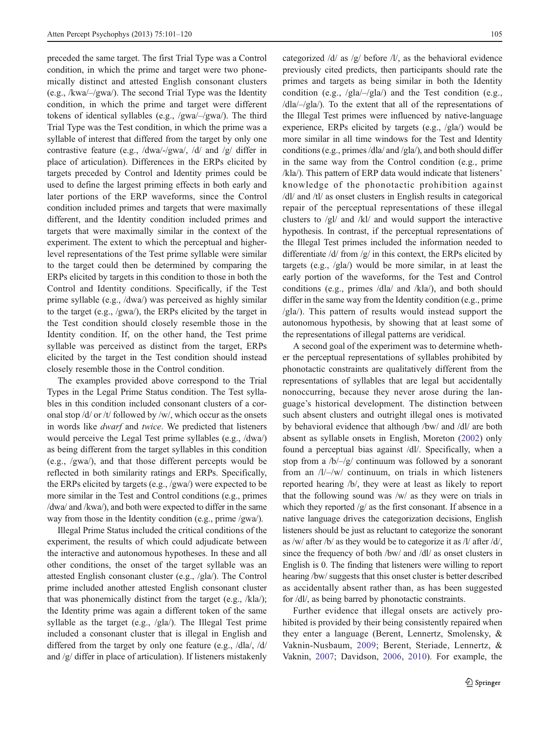preceded the same target. The first Trial Type was a Control condition, in which the prime and target were two phonemically distinct and attested English consonant clusters (e.g., /kwa/–/gwa/). The second Trial Type was the Identity condition, in which the prime and target were different tokens of identical syllables (e.g., /gwa/–/gwa/). The third Trial Type was the Test condition, in which the prime was a syllable of interest that differed from the target by only one contrastive feature (e.g., /dwa/-/gwa/, /d/ and /g/ differ in place of articulation). Differences in the ERPs elicited by targets preceded by Control and Identity primes could be used to define the largest priming effects in both early and later portions of the ERP waveforms, since the Control condition included primes and targets that were maximally different, and the Identity condition included primes and targets that were maximally similar in the context of the experiment. The extent to which the perceptual and higher-level representations of the Test prime syllable were similar to the target could then be determined by comparing the ERPs elicited by targets in this condition to those in both the Control and Identity conditions. Specifically, if the Test prime syllable (e.g., /dwa/) was perceived as highly similar to the target (e.g., /gwa/), the ERPs elicited by the target in the Test condition should closely resemble those in the Identity condition. If, on the other hand, the Test prime syllable was perceived as distinct from the target, ERPs elicited by the target in the Test condition should instead closely resemble those in the Control condition.

The examples provided above correspond to the Trial Types in the Legal Prime Status condition. The Test syllables in this condition included consonant clusters of a coronal stop /d/ or /t/ followed by /w/, which occur as the onsets in words like *dwarf* and *twice*. We predicted that listeners would perceive the Legal Test prime syllables (e.g., /dwa/) as being different from the target syllables in this condition (e.g., /gwa/), and that those different percepts would be reflected in both similarity ratings and ERPs. Specifically, the ERPs elicited by targets (e.g., /gwa/) were expected to be more similar in the Test and Control conditions (e.g., primes /dwa/ and /kwa/), and both were expected to differ in the same way from those in the Identity condition (e.g., prime /gwa/).

Illegal Prime Status included the critical conditions of the experiment, the results of which could adjudicate between the interactive and autonomous hypotheses. In these and all other conditions, the onset of the target syllable was an attested English consonant cluster (e.g., /gla/). The Control prime included another attested English consonant cluster that was phonemically distinct from the target (e.g., /kla/); the Identity prime was again a different token of the same syllable as the target (e.g., /gla/). The Illegal Test prime included a consonant cluster that is illegal in English and differed from the target by only one feature (e.g., /dla/, /d/ and /g/ differ in place of articulation). If listeners mistakenly categorized /d/ as /g/ before /l/, as the behavioral evidence previously cited predicts, then participants should rate the primes and targets as being similar in both the Identity condition (e.g., /gla/–/gla/) and the Test condition (e.g., /dla/–/gla/). To the extent that all of the representations of the Illegal Test primes were influenced by native-language experience, ERPs elicited by targets (e.g., /gla/) would be more similar in all time windows for the Test and Identity conditions (e.g., primes /dla/ and /gla/), and both should differ in the same way from the Control condition (e.g., prime /kla/). This pattern of ERP data would indicate that listeners' knowledge of the phonotactic prohibition against /dl/ and /tl/ as onset clusters in English results in categorical repair of the perceptual representations of these illegal clusters to /gl/ and /kl/ and would support the interactive hypothesis. In contrast, if the perceptual representations of the Illegal Test primes included the information needed to differentiate /d/ from /g/ in this context, the ERPs elicited by targets (e.g., /gla/) would be more similar, in at least the early portion of the waveforms, for the Test and Control conditions (e.g., primes /dla/ and /kla/), and both should differ in the same way from the Identity condition (e.g., prime /gla/). This pattern of results would instead support the autonomous hypothesis, by showing that at least some of the representations of illegal patterns are veridical.

A second goal of the experiment was to determine whether the perceptual representations of syllables prohibited by phonotactic constraints are qualitatively different from the representations of syllables that are legal but accidentally nonoccurring, because they never arose during the language's historical development. The distinction between such absent clusters and outright illegal ones is motivated by behavioral evidence that although /bw/ and /dl/ are both absent as syllable onsets in English, Moreton (2002) only found a perceptual bias against /dl/. Specifically, when a stop from a /b/–/g/ continuum was followed by a sonorant from an /l/–/w/ continuum, on trials in which listeners reported hearing /b/, they were at least as likely to report that the following sound was /w/ as they were on trials in which they reported /g/ as the first consonant. If absence in a native language drives the categorization decisions, English listeners should be just as reluctant to categorize the sonorant as /w/ after /b/ as they would be to categorize it as /l/ after /d/, since the frequency of both /bw/ and /dl/ as onset clusters in English is 0. The finding that listeners were willing to report hearing /bw/ suggests that this onset cluster is better described as accidentally absent rather than, as has been suggested for /dl/, as being barred by phonotactic constraints.

Further evidence that illegal onsets are actively prohibited is provided by their being consistently repaired when they enter a language (Berent, Lennertz, Smolensky, & Vaknin-Nusbaum, 2009; Berent, Steriade, Lennertz, & Vaknin, 2007; Davidson, 2006, 2010). For example, the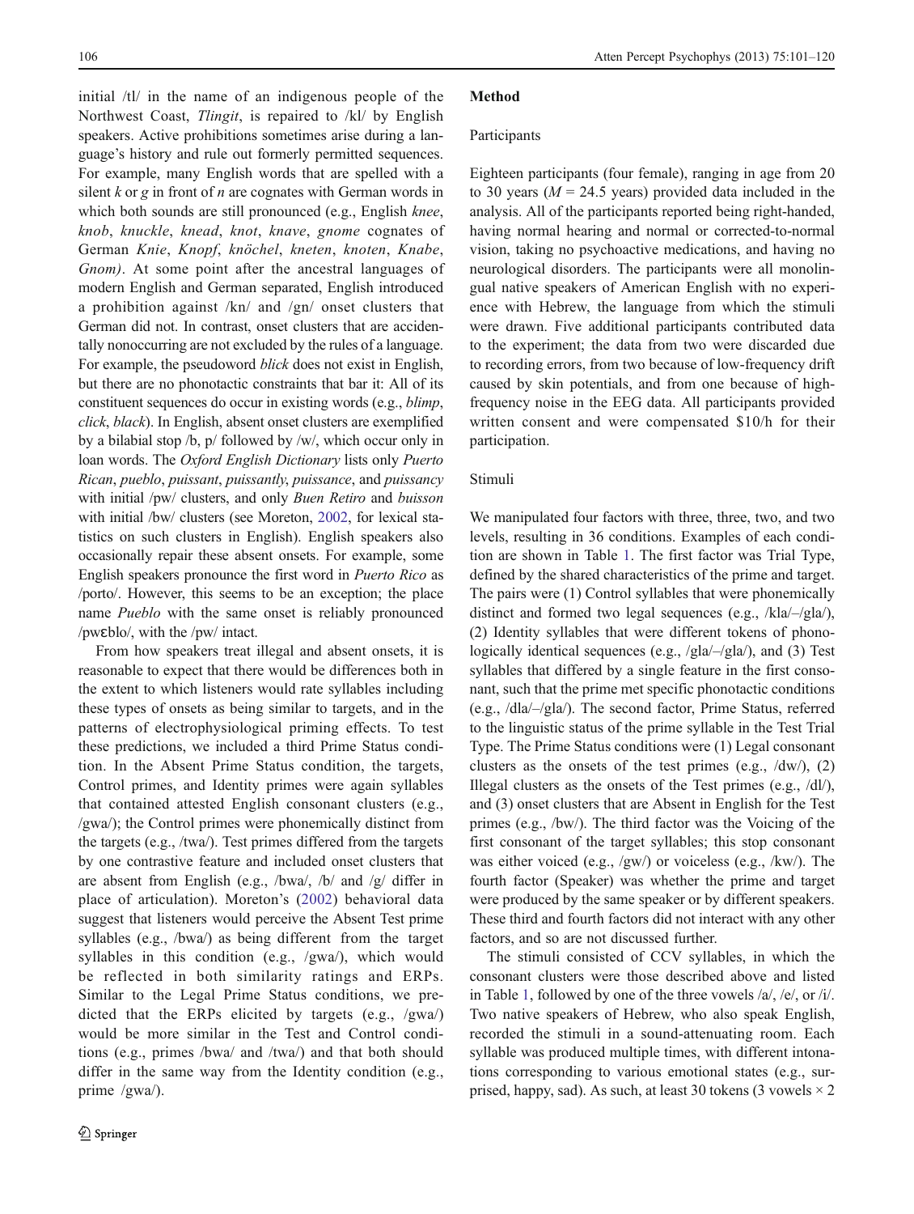initial /tl/ in the name of an indigenous people of the Northwest Coast, *Tlingit*, is repaired to /kl/ by English speakers. Active prohibitions sometimes arise during a language's history and rule out formerly permitted sequences. For example, many English words that are spelled with a silent *k* or *g* in front of *n* are cognates with German words in which both sounds are still pronounced (e.g., English *knee*, *knob*, *knuckle*, *knead*, *knot*, *knave*, *gnome* cognates of German *Knie*, *Knopf*, *knöchel*, *kneten*, *knoten*, *Knabe*, *Gnom)*. At some point after the ancestral languages of modern English and German separated, English introduced a prohibition against /kn/ and /gn/ onset clusters that German did not. In contrast, onset clusters that are accidentally nonoccurring are not excluded by the rules of a language. For example, the pseudoword *blick* does not exist in English, but there are no phonotactic constraints that bar it: All of its constituent sequences do occur in existing words (e.g., *blimp*, *click*, *black*). In English, absent onset clusters are exemplified by a bilabial stop /b, p/ followed by /w/, which occur only in loan words. The *Oxford English Dictionary* lists only *Puerto Rican*, *pueblo*, *puissant*, *puissantly*, *puissance*, and *puissancy* with initial /pw/ clusters, and only *Buen Retiro* and *buisson* with initial /bw/ clusters (see Moreton, 2002, for lexical statistics on such clusters in English). English speakers also occasionally repair these absent onsets. For example, some English speakers pronounce the first word in *Puerto Rico* as /porto/. However, this seems to be an exception; the place name *Pueblo* with the same onset is reliably pronounced /pwɛblo/, with the /pw/ intact.

From how speakers treat illegal and absent onsets, it is reasonable to expect that there would be differences both in the extent to which listeners would rate syllables including these types of onsets as being similar to targets, and in the patterns of electrophysiological priming effects. To test these predictions, we included a third Prime Status condition. In the Absent Prime Status condition, the targets, Control primes, and Identity primes were again syllables that contained attested English consonant clusters (e.g., /gwa/); the Control primes were phonemically distinct from the targets (e.g., /twa/). Test primes differed from the targets by one contrastive feature and included onset clusters that are absent from English (e.g., /bwa/, /b/ and /g/ differ in place of articulation). Moreton's (2002) behavioral data suggest that listeners would perceive the Absent Test prime syllables (e.g., /bwa/) as being different from the target syllables in this condition (e.g., /gwa/), which would be reflected in both similarity ratings and ERPs. Similar to the Legal Prime Status conditions, we predicted that the ERPs elicited by targets (e.g., /gwa/) would be more similar in the Test and Control conditions (e.g., primes /bwa/ and /twa/) and that both should differ in the same way from the Identity condition (e.g., prime /gwa/).

## Method

### Participants

Eighteen participants (four female), ranging in age from 20 to 30 years ($M = 24.5$ years) provided data included in the analysis. All of the participants reported being right-handed, having normal hearing and normal or corrected-to-normal vision, taking no psychoactive medications, and having no neurological disorders. The participants were all monolingual native speakers of American English with no experience with Hebrew, the language from which the stimuli were drawn. Five additional participants contributed data to the experiment; the data from two were discarded due to recording errors, from two because of low-frequency drift caused by skin potentials, and from one because of high-frequency noise in the EEG data. All participants provided written consent and were compensated \$10/h for their participation.

### Stimuli

We manipulated four factors with three, three, two, and two levels, resulting in 36 conditions. Examples of each condition are shown in Table 1. The first factor was Trial Type, defined by the shared characteristics of the prime and target. The pairs were (1) Control syllables that were phonemically distinct and formed two legal sequences (e.g., /kla/–/gla/), (2) Identity syllables that were different tokens of phonologically identical sequences (e.g., /gla/–/gla/), and (3) Test syllables that differed by a single feature in the first consonant, such that the prime met specific phonotactic conditions (e.g., /dla/–/gla/). The second factor, Prime Status, referred to the linguistic status of the prime syllable in the Test Trial Type. The Prime Status conditions were (1) Legal consonant clusters as the onsets of the test primes (e.g., /dw/), (2) Illegal clusters as the onsets of the Test primes (e.g., /dl/), and (3) onset clusters that are Absent in English for the Test primes (e.g., /bw/). The third factor was the Voicing of the first consonant of the target syllables; this stop consonant was either voiced (e.g., /gw/) or voiceless (e.g., /kw/). The fourth factor (Speaker) was whether the prime and target were produced by the same speaker or by different speakers. These third and fourth factors did not interact with any other factors, and so are not discussed further.

The stimuli consisted of CCV syllables, in which the consonant clusters were those described above and listed in Table 1, followed by one of the three vowels /a/, /e/, or /i/. Two native speakers of Hebrew, who also speak English, recorded the stimuli in a sound-attenuating room. Each syllable was produced multiple times, with different intonations corresponding to various emotional states (e.g., surprised, happy, sad). As such, at least 30 tokens (3 vowels × 2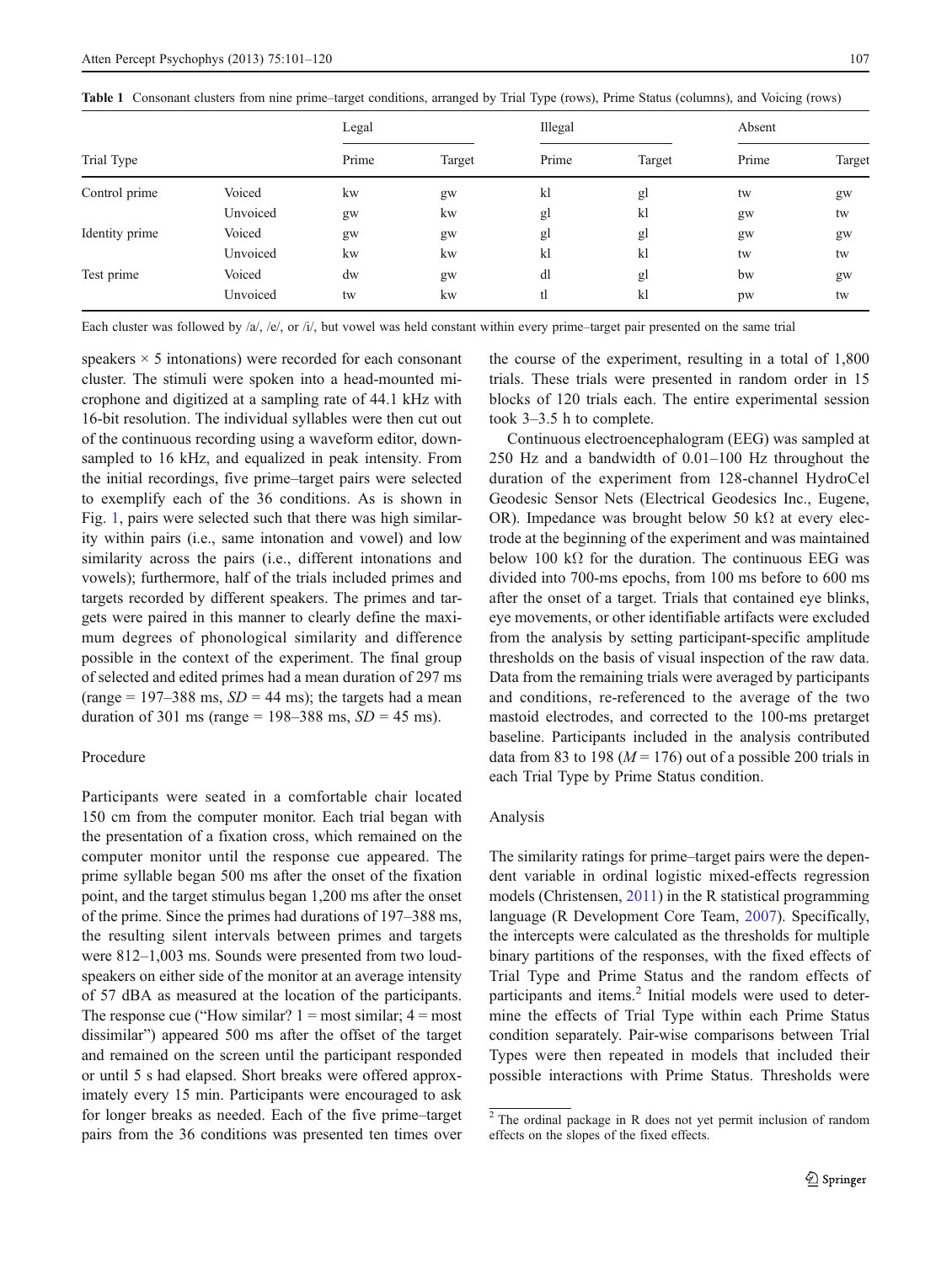**Table 1** Consonant clusters from nine prime–target conditions, arranged by Trial Type (rows), Prime Status (columns), and Voicing (rows)

| Trial Type | | Legal | | Illegal | | Absent | |
|---|---|---|---|---|---|---|---|
| | | Prime | Target | Prime | Target | Prime | Target |
| Control prime | Voiced | kw | gw | kl | gl | tw | gw |
| | Unvoiced | gw | kw | gl | kl | gw | tw |
| Identity prime | Voiced | gw | gw | gl | gl | gw | gw |
| | Unvoiced | kw | kw | kl | kl | tw | tw |
| Test prime | Voiced | dw | gw | dl | gl | bw | gw |
| | Unvoiced | tw | kw | tl | kl | pw | tw |

Each cluster was followed by /a/, /e/, or /i/, but vowel was held constant within every prime–target pair presented on the same trial

speakers × 5 intonations) were recorded for each consonant cluster. The stimuli were spoken into a head-mounted microphone and digitized at a sampling rate of 44.1 kHz with 16-bit resolution. The individual syllables were then cut out of the continuous recording using a waveform editor, downsampled to 16 kHz, and equalized in peak intensity. From the initial recordings, five prime–target pairs were selected to exemplify each of the 36 conditions. As is shown in Fig. 1, pairs were selected such that there was high similarity within pairs (i.e., same intonation and vowel) and low similarity across the pairs (i.e., different intonations and vowels); furthermore, half of the trials included primes and targets recorded by different speakers. The primes and targets were paired in this manner to clearly define the maximum degrees of phonological similarity and difference possible in the context of the experiment. The final group of selected and edited primes had a mean duration of 297 ms (range = 197–388 ms, *SD* = 44 ms); the targets had a mean duration of 301 ms (range = 198–388 ms, *SD* = 45 ms).

### Procedure

Participants were seated in a comfortable chair located 150 cm from the computer monitor. Each trial began with the presentation of a fixation cross, which remained on the computer monitor until the response cue appeared. The prime syllable began 500 ms after the onset of the fixation point, and the target stimulus began 1,200 ms after the onset of the prime. Since the primes had durations of 197–388 ms, the resulting silent intervals between primes and targets were 812–1,003 ms. Sounds were presented from two loudspeakers on either side of the monitor at an average intensity of 57 dBA as measured at the location of the participants. The response cue ("How similar? 1 = most similar; 4 = most dissimilar") appeared 500 ms after the offset of the target and remained on the screen until the participant responded or until 5 s had elapsed. Short breaks were offered approximately every 15 min. Participants were encouraged to ask for longer breaks as needed. Each of the five prime–target pairs from the 36 conditions was presented ten times over the course of the experiment, resulting in a total of 1,800 trials. These trials were presented in random order in 15 blocks of 120 trials each. The entire experimental session took 3–3.5 h to complete.

Continuous electroencephalogram (EEG) was sampled at 250 Hz and a bandwidth of 0.01–100 Hz throughout the duration of the experiment from 128-channel HydroCel Geodesic Sensor Nets (Electrical Geodesics Inc., Eugene, OR). Impedance was brought below 50 kΩ at every electrode at the beginning of the experiment and was maintained below 100 kΩ for the duration. The continuous EEG was divided into 700-ms epochs, from 100 ms before to 600 ms after the onset of a target. Trials that contained eye blinks, eye movements, or other identifiable artifacts were excluded from the analysis by setting participant-specific amplitude thresholds on the basis of visual inspection of the raw data. Data from the remaining trials were averaged by participants and conditions, re-referenced to the average of the two mastoid electrodes, and corrected to the 100-ms pretarget baseline. Participants included in the analysis contributed data from 83 to 198 (*M* = 176) out of a possible 200 trials in each Trial Type by Prime Status condition.

### Analysis

The similarity ratings for prime–target pairs were the dependent variable in ordinal logistic mixed-effects regression models (Christensen, 2011) in the R statistical programming language (R Development Core Team, 2007). Specifically, the intercepts were calculated as the thresholds for multiple binary partitions of the responses, with the fixed effects of Trial Type and Prime Status and the random effects of participants and items.[2] Initial models were used to determine the effects of Trial Type within each Prime Status condition separately. Pair-wise comparisons between Trial Types were then repeated in models that included their possible interactions with Prime Status. Thresholds were

[2] The ordinal package in R does not yet permit inclusion of random effects on the slopes of the fixed effects.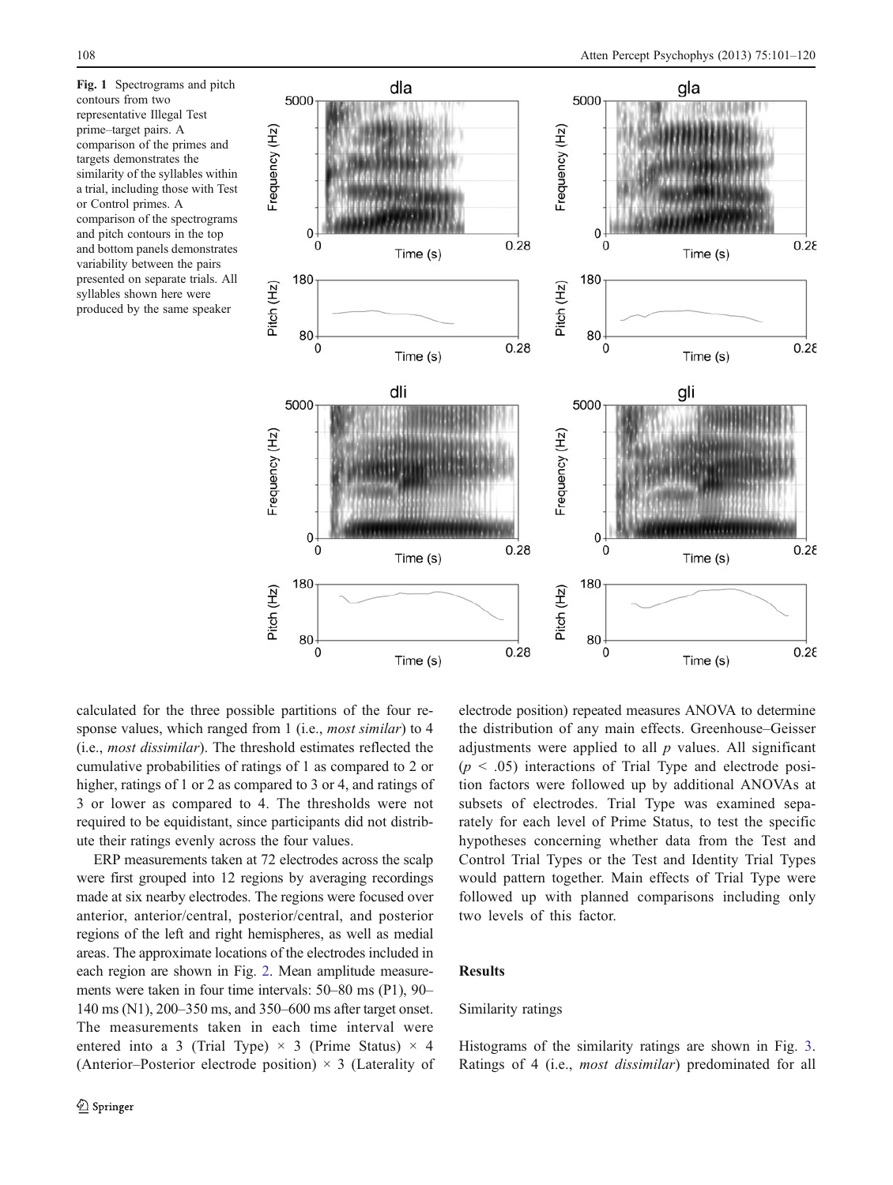Fig. 1 Spectrograms and pitch contours from two representative Illegal Test prime–target pairs. A comparison of the primes and targets demonstrates the similarity of the syllables within a trial, including those with Test or Control primes. A comparison of the spectrograms and pitch contours in the top and bottom panels demonstrates variability between the pairs presented on separate trials. All syllables shown here were produced by the same speaker

calculated for the three possible partitions of the four response values, which ranged from 1 (i.e., *most similar*) to 4 (i.e., *most dissimilar*). The threshold estimates reflected the cumulative probabilities of ratings of 1 as compared to 2 or higher, ratings of 1 or 2 as compared to 3 or 4, and ratings of 3 or lower as compared to 4. The thresholds were not required to be equidistant, since participants did not distribute their ratings evenly across the four values.

ERP measurements taken at 72 electrodes across the scalp were first grouped into 12 regions by averaging recordings made at six nearby electrodes. The regions were focused over anterior, anterior/central, posterior/central, and posterior regions of the left and right hemispheres, as well as medial areas. The approximate locations of the electrodes included in each region are shown in Fig. 2. Mean amplitude measurements were taken in four time intervals: 50–80 ms (P1), 90–140 ms (N1), 200–350 ms, and 350–600 ms after target onset. The measurements taken in each time interval were entered into a 3 (Trial Type) × 3 (Prime Status) × 4 (Anterior–Posterior electrode position) × 3 (Laterality of electrode position) repeated measures ANOVA to determine the distribution of any main effects. Greenhouse–Geisser adjustments were applied to all $p$ values. All significant ($p < .05$) interactions of Trial Type and electrode position factors were followed up by additional ANOVAs at subsets of electrodes. Trial Type was examined separately for each level of Prime Status, to test the specific hypotheses concerning whether data from the Test and Control Trial Types or the Test and Identity Trial Types would pattern together. Main effects of Trial Type were followed up with planned comparisons including only two levels of this factor.

## Results

### Similarity ratings

Histograms of the similarity ratings are shown in Fig. 3. Ratings of 4 (i.e., *most dissimilar*) predominated for all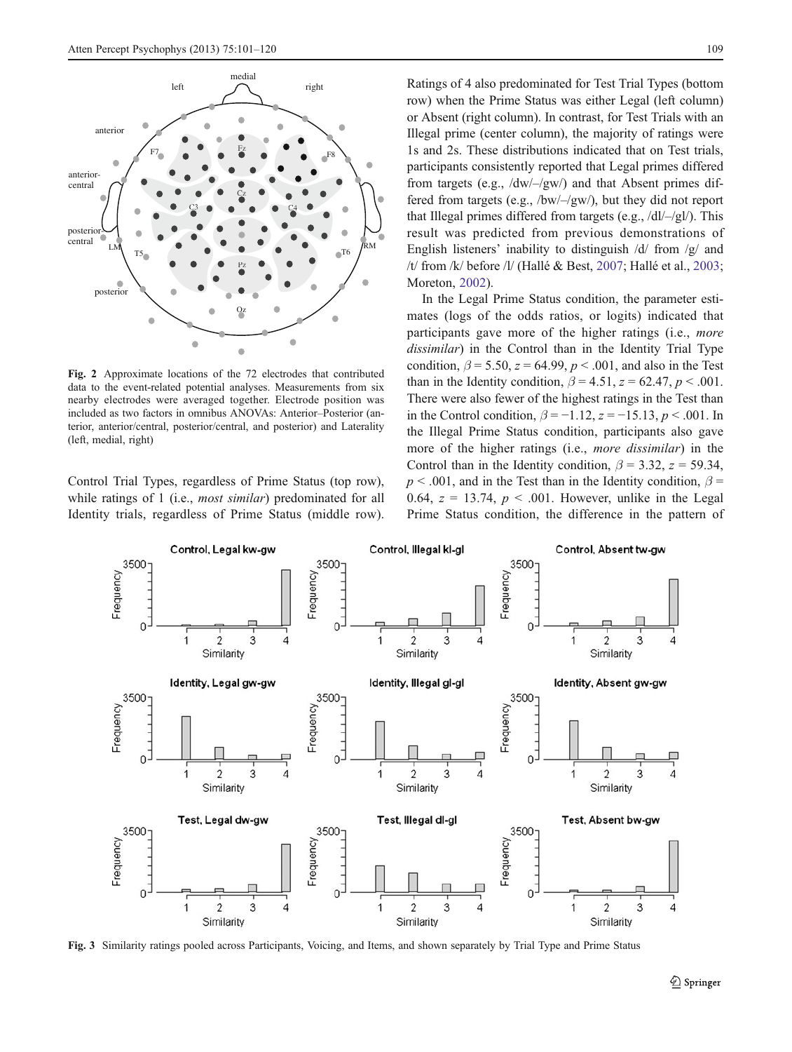Fig. 2 Approximate locations of the 72 electrodes that contributed data to the event-related potential analyses. Measurements from six nearby electrodes were averaged together. Electrode position was included as two factors in omnibus ANOVAs: Anterior–Posterior (anterior, anterior/central, posterior/central, and posterior) and Laterality (left, medial, right)

Control Trial Types, regardless of Prime Status (top row), while ratings of 1 (i.e., *most similar*) predominated for all Identity trials, regardless of Prime Status (middle row). Ratings of 4 also predominated for Test Trial Types (bottom row) when the Prime Status was either Legal (left column) or Absent (right column). In contrast, for Test Trials with an Illegal prime (center column), the majority of ratings were 1s and 2s. These distributions indicated that on Test trials, participants consistently reported that Legal primes differed from targets (e.g., /dw/–/gw/) and that Absent primes differed from targets (e.g., /bw/–/gw/), but they did not report that Illegal primes differed from targets (e.g., /dl/–/gl/). This result was predicted from previous demonstrations of English listeners' inability to distinguish /d/ from /g/ and /t/ from /k/ before /l/ (Hallé & Best, 2007; Hallé et al., 2003; Moreton, 2002).

In the Legal Prime Status condition, the parameter estimates (logs of the odds ratios, or logits) indicated that participants gave more of the higher ratings (i.e., *more dissimilar*) in the Control than in the Identity Trial Type condition, $\beta = 5.50$, $z = 64.99$, $p < .001$, and also in the Test than in the Identity condition, $\beta = 4.51$, $z = 62.47$, $p < .001$. There were also fewer of the highest ratings in the Test than in the Control condition, $\beta = -1.12$, $z = -15.13$, $p < .001$. In the Illegal Prime Status condition, participants also gave more of the higher ratings (i.e., *more dissimilar*) in the Control than in the Identity condition, $\beta = 3.32$, $z = 59.34$, $p < .001$, and in the Test than in the Identity condition, $\beta = 0.64$, $z = 13.74$, $p < .001$. However, unlike in the Legal Prime Status condition, the difference in the pattern of

Fig. 3 Similarity ratings pooled across Participants, Voicing, and Items, and shown separately by Trial Type and Prime Status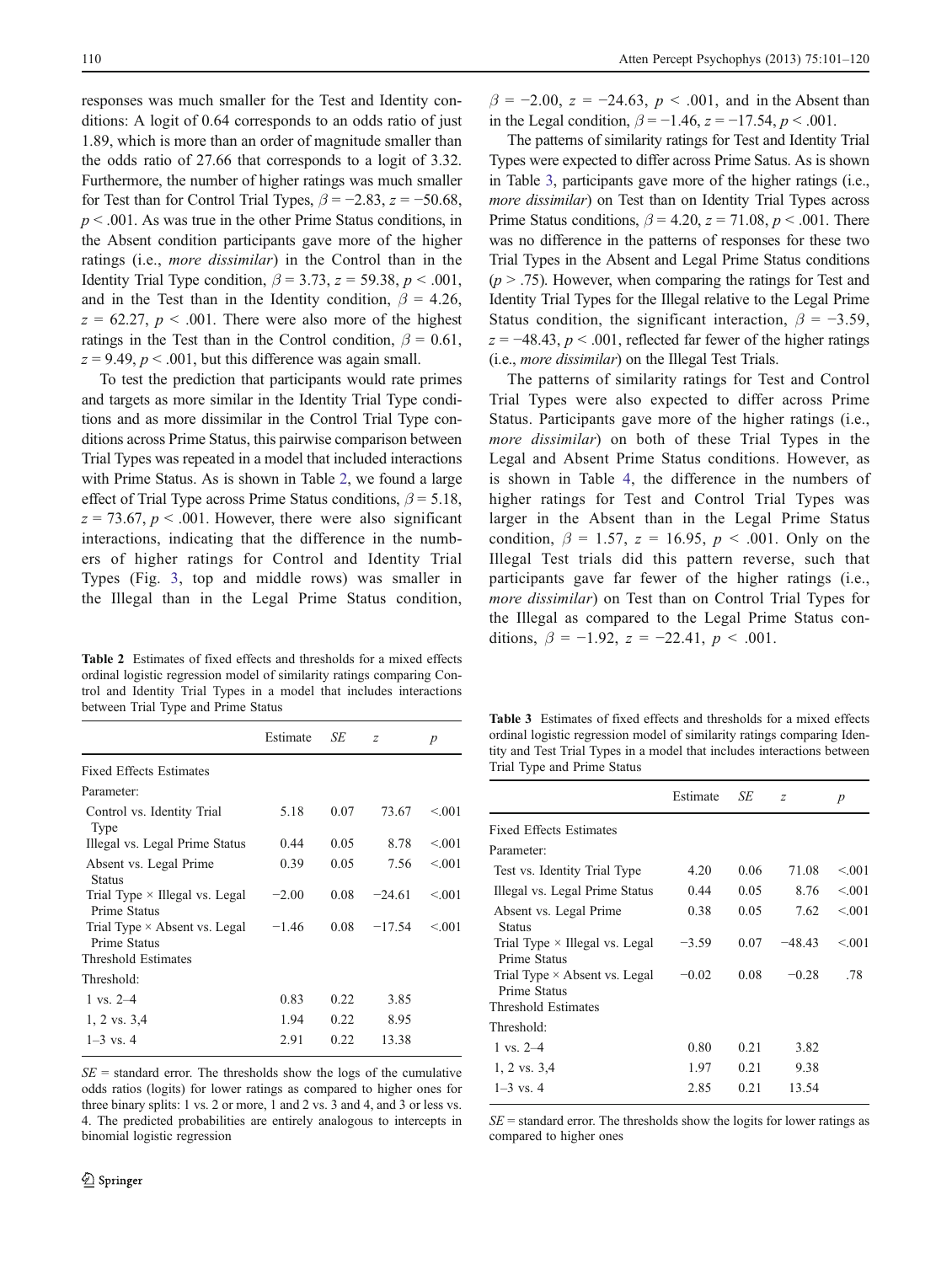responses was much smaller for the Test and Identity conditions: A logit of 0.64 corresponds to an odds ratio of just 1.89, which is more than an order of magnitude smaller than the odds ratio of 27.66 that corresponds to a logit of 3.32. Furthermore, the number of higher ratings was much smaller for Test than for Control Trial Types, $\beta = -2.83$, $z = -50.68$, $p < .001$. As was true in the other Prime Status conditions, in the Absent condition participants gave more of the higher ratings (i.e., *more dissimilar*) in the Control than in the Identity Trial Type condition, $\beta = 3.73$, $z = 59.38$, $p < .001$, and in the Test than in the Identity condition, $\beta = 4.26$, $z = 62.27$, $p < .001$. There were also more of the highest ratings in the Test than in the Control condition, $\beta = 0.61$, $z = 9.49$, $p < .001$, but this difference was again small.

To test the prediction that participants would rate primes and targets as more similar in the Identity Trial Type conditions and as more dissimilar in the Control Trial Type conditions across Prime Status, this pairwise comparison between Trial Types was repeated in a model that included interactions with Prime Status. As is shown in Table 2, we found a large effect of Trial Type across Prime Status conditions, $\beta = 5.18$, $z = 73.67$, $p < .001$. However, there were also significant interactions, indicating that the difference in the numbers of higher ratings for Control and Identity Trial Types (Fig. 3, top and middle rows) was smaller in the Illegal than in the Legal Prime Status condition, $\beta = -2.00$, $z = -24.63$, $p < .001$, and in the Absent than in the Legal condition, $\beta = -1.46$, $z = -17.54$, $p < .001$.

**Table 2** Estimates of fixed effects and thresholds for a mixed effects ordinal logistic regression model of similarity ratings comparing Control and Identity Trial Types in a model that includes interactions between Trial Type and Prime Status

| | Estimate | *SE* | *z* | *p* |
|---|---|---|---|---|
| Fixed Effects Estimates | | | | |
| Parameter: | | | | |
| Control vs. Identity Trial Type | 5.18 | 0.07 | 73.67 | <.001 |
| Illegal vs. Legal Prime Status | 0.44 | 0.05 | 8.78 | <.001 |
| Absent vs. Legal Prime Status | 0.39 | 0.05 | 7.56 | <.001 |
| Trial Type × Illegal vs. Legal Prime Status | −2.00 | 0.08 | −24.61 | <.001 |
| Trial Type × Absent vs. Legal Prime Status | −1.46 | 0.08 | −17.54 | <.001 |
| Threshold Estimates | | | | |
| Threshold: | | | | |
| 1 vs. 2–4 | 0.83 | 0.22 | 3.85 | |
| 1, 2 vs. 3,4 | 1.94 | 0.22 | 8.95 | |
| 1–3 vs. 4 | 2.91 | 0.22 | 13.38 | |

*SE* = standard error. The thresholds show the logs of the cumulative odds ratios (logits) for lower ratings as compared to higher ones for three binary splits: 1 vs. 2 or more, 1 and 2 vs. 3 and 4, and 3 or less vs. 4. The predicted probabilities are entirely analogous to intercepts in binomial logistic regression

The patterns of similarity ratings for Test and Identity Trial Types were expected to differ across Prime Satus. As is shown in Table 3, participants gave more of the higher ratings (i.e., *more dissimilar*) on Test than on Identity Trial Types across Prime Status conditions, $\beta = 4.20$, $z = 71.08$, $p < .001$. There was no difference in the patterns of responses for these two Trial Types in the Absent and Legal Prime Status conditions ($p > .75$). However, when comparing the ratings for Test and Identity Trial Types for the Illegal relative to the Legal Prime Status condition, the significant interaction, $\beta = -3.59$, $z = -48.43$, $p < .001$, reflected far fewer of the higher ratings (i.e., *more dissimilar*) on the Illegal Test Trials.

The patterns of similarity ratings for Test and Control Trial Types were also expected to differ across Prime Status. Participants gave more of the higher ratings (i.e., *more dissimilar*) on both of these Trial Types in the Legal and Absent Prime Status conditions. However, as is shown in Table 4, the difference in the numbers of higher ratings for Test and Control Trial Types was larger in the Absent than in the Legal Prime Status condition, $\beta = 1.57$, $z = 16.95$, $p < .001$. Only on the Illegal Test trials did this pattern reverse, such that participants gave far fewer of the higher ratings (i.e., *more dissimilar*) on Test than on Control Trial Types for the Illegal as compared to the Legal Prime Status conditions, $\beta = -1.92$, $z = -22.41$, $p < .001$.

**Table 3** Estimates of fixed effects and thresholds for a mixed effects ordinal logistic regression model of similarity ratings comparing Identity and Test Trial Types in a model that includes interactions between Trial Type and Prime Status

| | Estimate | *SE* | *z* | *p* |
|---|---|---|---|---|
| Fixed Effects Estimates | | | | |
| Parameter: | | | | |
| Test vs. Identity Trial Type | 4.20 | 0.06 | 71.08 | <.001 |
| Illegal vs. Legal Prime Status | 0.44 | 0.05 | 8.76 | <.001 |
| Absent vs. Legal Prime Status | 0.38 | 0.05 | 7.62 | <.001 |
| Trial Type × Illegal vs. Legal Prime Status | −3.59 | 0.07 | −48.43 | <.001 |
| Trial Type × Absent vs. Legal Prime Status | −0.02 | 0.08 | −0.28 | .78 |
| Threshold Estimates | | | | |
| Threshold: | | | | |
| 1 vs. 2–4 | 0.80 | 0.21 | 3.82 | |
| 1, 2 vs. 3,4 | 1.97 | 0.21 | 9.38 | |
| 1–3 vs. 4 | 2.85 | 0.21 | 13.54 | |

*SE* = standard error. The thresholds show the logits for lower ratings as compared to higher ones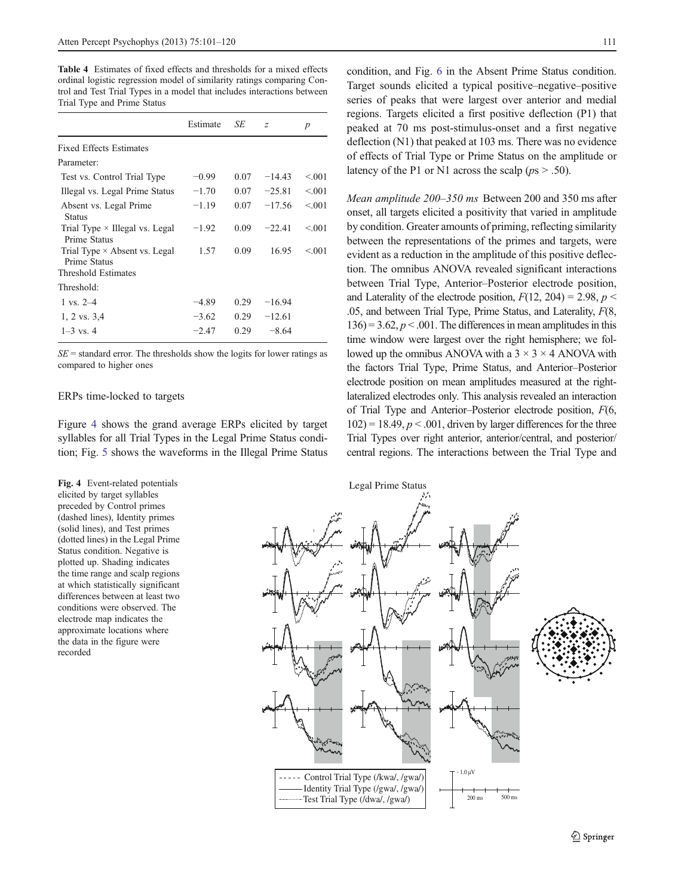**Table 4** Estimates of fixed effects and thresholds for a mixed effects ordinal logistic regression model of similarity ratings comparing Control and Test Trial Types in a model that includes interactions between Trial Type and Prime Status

| | Estimate | *SE* | *z* | *p* |
|---|---|---|---|---|
| Fixed Effects Estimates | | | | |
| Parameter: | | | | |
| Test vs. Control Trial Type | −0.99 | 0.07 | −14.43 | <.001 |
| Illegal vs. Legal Prime Status | −1.70 | 0.07 | −25.81 | <.001 |
| Absent vs. Legal Prime Status | −1.19 | 0.07 | −17.56 | <.001 |
| Trial Type × Illegal vs. Legal Prime Status | −1.92 | 0.09 | −22.41 | <.001 |
| Trial Type × Absent vs. Legal Prime Status | 1.57 | 0.09 | 16.95 | <.001 |
| Threshold Estimates | | | | |
| Threshold: | | | | |
| 1 vs. 2–4 | −4.89 | 0.29 | −16.94 | |
| 1, 2 vs. 3,4 | −3.62 | 0.29 | −12.61 | |
| 1–3 vs. 4 | −2.47 | 0.29 | −8.64 | |

*SE* = standard error. The thresholds show the logits for lower ratings as compared to higher ones

## ERPs time-locked to targets

Figure 4 shows the grand average ERPs elicited by target syllables for all Trial Types in the Legal Prime Status condition; Fig. 5 shows the waveforms in the Illegal Prime Status condition, and Fig. 6 in the Absent Prime Status condition. Target sounds elicited a typical positive–negative–positive series of peaks that were largest over anterior and medial regions. Targets elicited a first positive deflection (P1) that peaked at 70 ms post-stimulus-onset and a first negative deflection (N1) that peaked at 103 ms. There was no evidence of effects of Trial Type or Prime Status on the amplitude or latency of the P1 or N1 across the scalp ($p$s > .50).

*Mean amplitude 200–350 ms* Between 200 and 350 ms after onset, all targets elicited a positivity that varied in amplitude by condition. Greater amounts of priming, reflecting similarity between the representations of the primes and targets, were evident as a reduction in the amplitude of this positive deflection. The omnibus ANOVA revealed significant interactions between Trial Type, Anterior–Posterior electrode position, and Laterality of the electrode position, $F(12, 204) = 2.98$, $p < .05$, and between Trial Type, Prime Status, and Laterality, $F(8, 136) = 3.62$, $p < .001$. The differences in mean amplitudes in this time window were largest over the right hemisphere; we followed up the omnibus ANOVA with a 3 × 3 × 4 ANOVA with the factors Trial Type, Prime Status, and Anterior–Posterior electrode position on mean amplitudes measured at the right-lateralized electrodes only. This analysis revealed an interaction of Trial Type and Anterior–Posterior electrode position, $F(6, 102) = 18.49$, $p < .001$, driven by larger differences for the three Trial Types over right anterior, anterior/central, and posterior/central regions. The interactions between the Trial Type and

**Fig. 4** Event-related potentials elicited by target syllables preceded by Control primes (dashed lines), Identity primes (solid lines), and Test primes (dotted lines) in the Legal Prime Status condition. Negative is plotted up. Shading indicates the time range and scalp regions at which statistically significant differences between at least two conditions were observed. The electrode map indicates the approximate locations where the data in the figure were recorded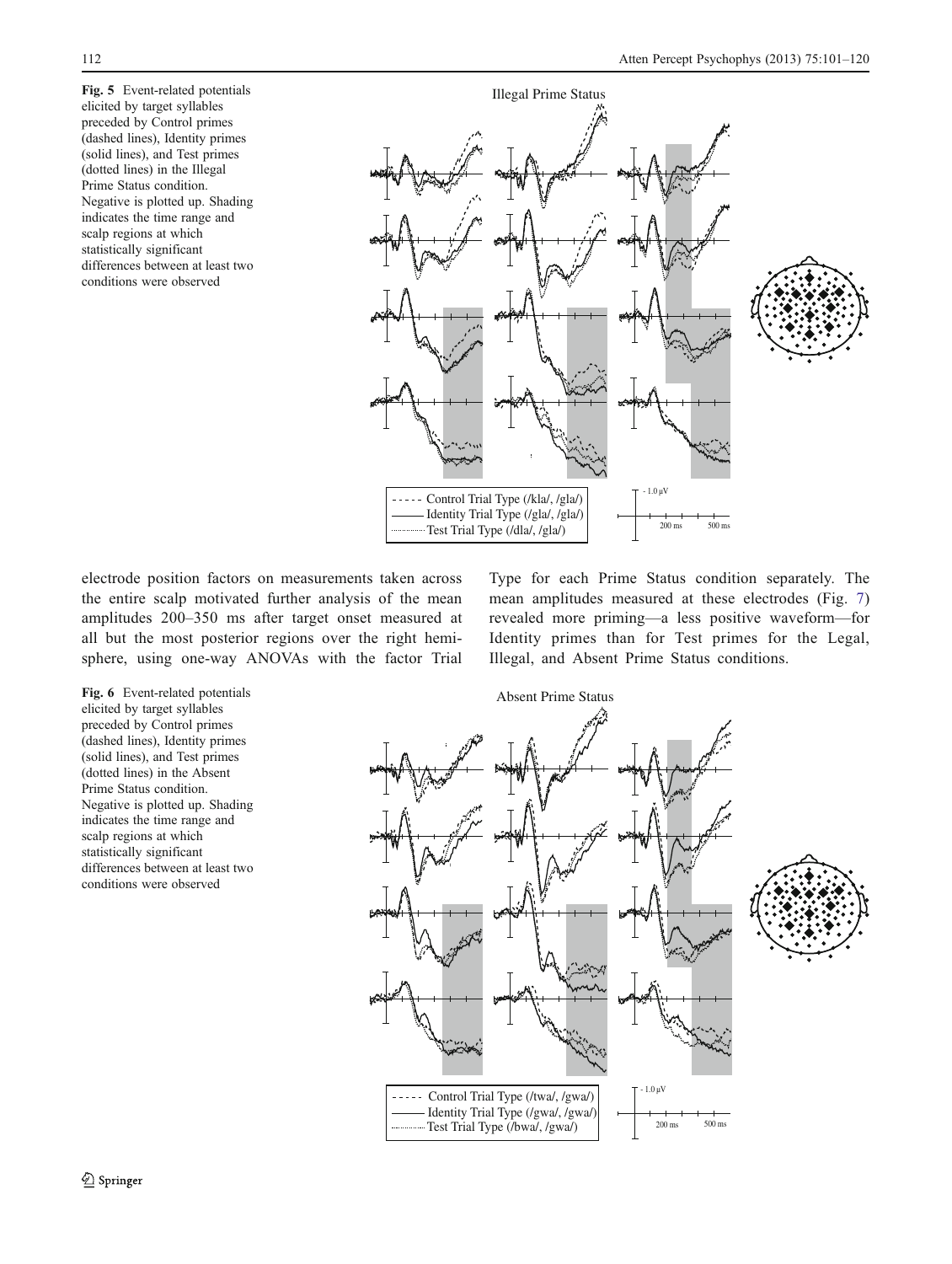Fig. 5 Event-related potentials elicited by target syllables preceded by Control primes (dashed lines), Identity primes (solid lines), and Test primes (dotted lines) in the Illegal Prime Status condition. Negative is plotted up. Shading indicates the time range and scalp regions at which statistically significant differences between at least two conditions were observed

electrode position factors on measurements taken across the entire scalp motivated further analysis of the mean amplitudes 200–350 ms after target onset measured at all but the most posterior regions over the right hemisphere, using one-way ANOVAs with the factor Trial Type for each Prime Status condition separately. The mean amplitudes measured at these electrodes (Fig. 7) revealed more priming—a less positive waveform—for Identity primes than for Test primes for the Legal, Illegal, and Absent Prime Status conditions.

Fig. 6 Event-related potentials elicited by target syllables preceded by Control primes (dashed lines), Identity primes (solid lines), and Test primes (dotted lines) in the Absent Prime Status condition. Negative is plotted up. Shading indicates the time range and scalp regions at which statistically significant differences between at least two conditions were observed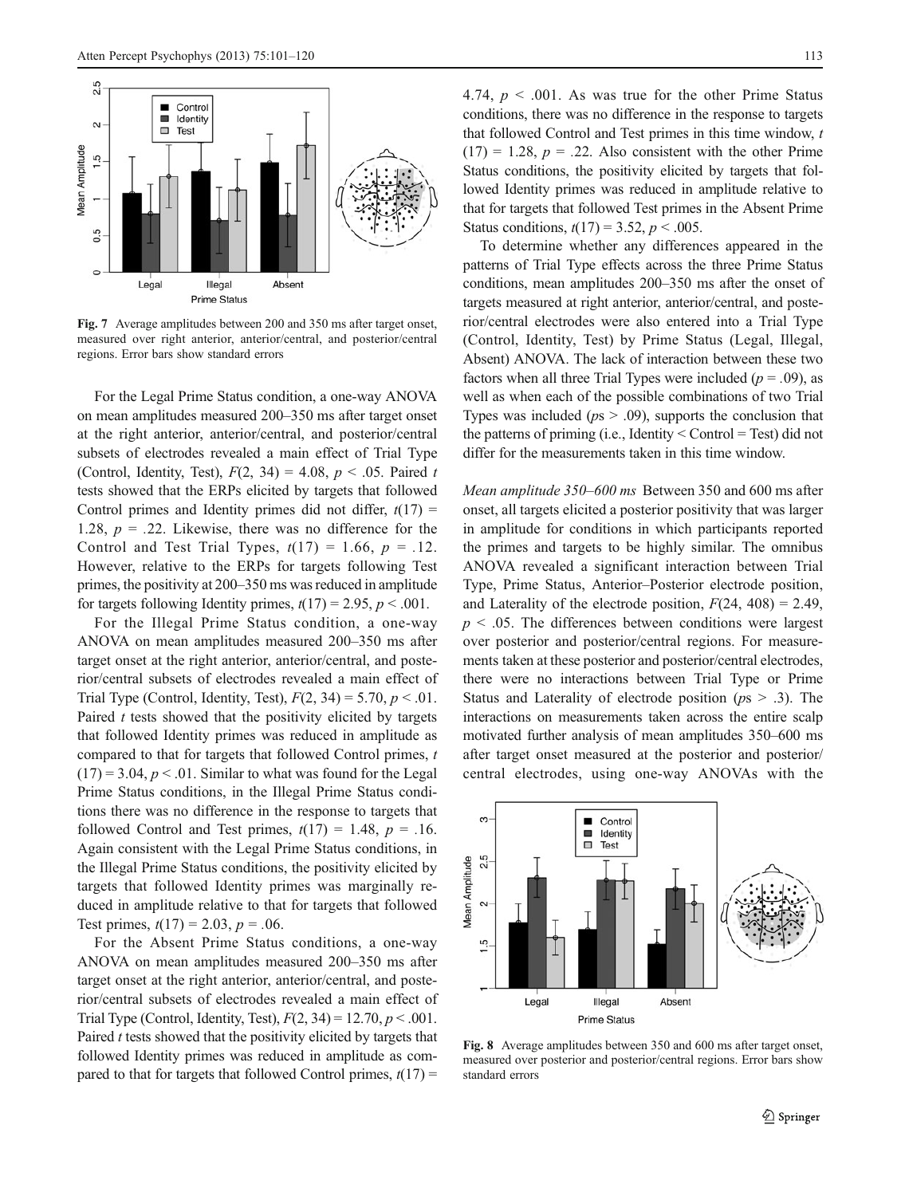Fig. 7 Average amplitudes between 200 and 350 ms after target onset, measured over right anterior, anterior/central, and posterior/central regions. Error bars show standard errors

For the Legal Prime Status condition, a one-way ANOVA on mean amplitudes measured 200–350 ms after target onset at the right anterior, anterior/central, and posterior/central subsets of electrodes revealed a main effect of Trial Type (Control, Identity, Test), $F(2, 34) = 4.08$, $p < .05$. Paired $t$ tests showed that the ERPs elicited by targets that followed Control primes and Identity primes did not differ, $t(17) = 1.28$, $p = .22$. Likewise, there was no difference for the Control and Test Trial Types, $t(17) = 1.66$, $p = .12$. However, relative to the ERPs for targets following Test primes, the positivity at 200–350 ms was reduced in amplitude for targets following Identity primes, $t(17) = 2.95$, $p < .001$.

For the Illegal Prime Status condition, a one-way ANOVA on mean amplitudes measured 200–350 ms after target onset at the right anterior, anterior/central, and posterior/central subsets of electrodes revealed a main effect of Trial Type (Control, Identity, Test), $F(2, 34) = 5.70$, $p < .01$. Paired $t$ tests showed that the positivity elicited by targets that followed Identity primes was reduced in amplitude as compared to that for targets that followed Control primes, $t(17) = 3.04$, $p < .01$. Similar to what was found for the Legal Prime Status conditions, in the Illegal Prime Status conditions there was no difference in the response to targets that followed Control and Test primes, $t(17) = 1.48$, $p = .16$. Again consistent with the Legal Prime Status conditions, in the Illegal Prime Status conditions, the positivity elicited by targets that followed Identity primes was marginally reduced in amplitude relative to that for targets that followed Test primes, $t(17) = 2.03$, $p = .06$.

For the Absent Prime Status conditions, a one-way ANOVA on mean amplitudes measured 200–350 ms after target onset at the right anterior, anterior/central, and posterior/central subsets of electrodes revealed a main effect of Trial Type (Control, Identity, Test), $F(2, 34) = 12.70$, $p < .001$. Paired $t$ tests showed that the positivity elicited by targets that followed Identity primes was reduced in amplitude as compared to that for targets that followed Control primes, $t(17) = 4.74$, $p < .001$. As was true for the other Prime Status conditions, there was no difference in the response to targets that followed Control and Test primes in this time window, $t(17) = 1.28$, $p = .22$. Also consistent with the other Prime Status conditions, the positivity elicited by targets that followed Identity primes was reduced in amplitude relative to that for targets that followed Test primes in the Absent Prime Status conditions, $t(17) = 3.52$, $p < .005$.

To determine whether any differences appeared in the patterns of Trial Type effects across the three Prime Status conditions, mean amplitudes 200–350 ms after the onset of targets measured at right anterior, anterior/central, and posterior/central electrodes were also entered into a Trial Type (Control, Identity, Test) by Prime Status (Legal, Illegal, Absent) ANOVA. The lack of interaction between these two factors when all three Trial Types were included ($p = .09$), as well as when each of the possible combinations of two Trial Types was included ($ps > .09$), supports the conclusion that the patterns of priming (i.e., Identity < Control = Test) did not differ for the measurements taken in this time window.

*Mean amplitude 350–600 ms* Between 350 and 600 ms after onset, all targets elicited a posterior positivity that was larger in amplitude for conditions in which participants reported the primes and targets to be highly similar. The omnibus ANOVA revealed a significant interaction between Trial Type, Prime Status, Anterior–Posterior electrode position, and Laterality of the electrode position, $F(24, 408) = 2.49$, $p < .05$. The differences between conditions were largest over posterior and posterior/central regions. For measurements taken at these posterior and posterior/central electrodes, there were no interactions between Trial Type or Prime Status and Laterality of electrode position ($ps > .3$). The interactions on measurements taken across the entire scalp motivated further analysis of mean amplitudes 350–600 ms after target onset measured at the posterior and posterior/central electrodes, using one-way ANOVAs with the

Fig. 8 Average amplitudes between 350 and 600 ms after target onset, measured over posterior and posterior/central regions. Error bars show standard errors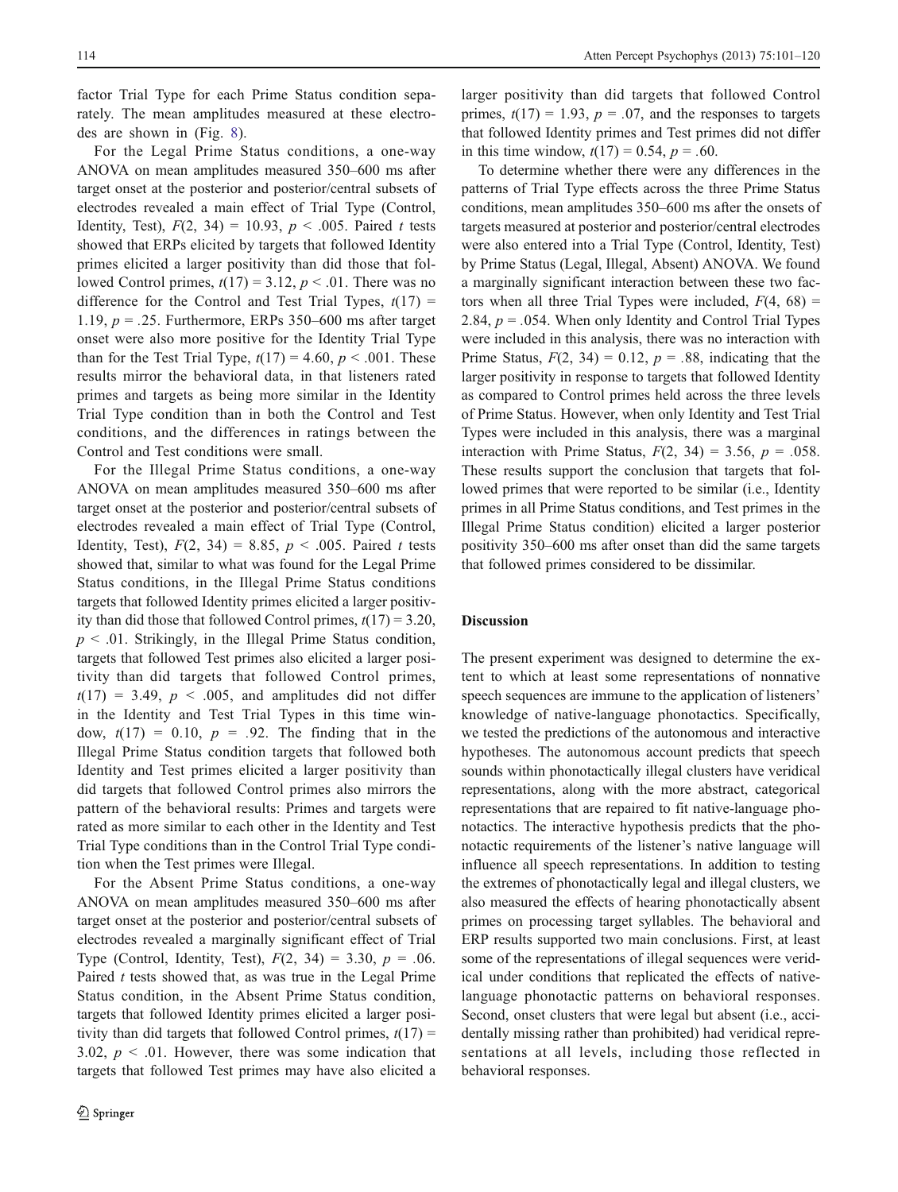factor Trial Type for each Prime Status condition separately. The mean amplitudes measured at these electrodes are shown in (Fig. 8).

For the Legal Prime Status conditions, a one-way ANOVA on mean amplitudes measured 350–600 ms after target onset at the posterior and posterior/central subsets of electrodes revealed a main effect of Trial Type (Control, Identity, Test), $F(2, 34) = 10.93$, $p < .005$. Paired *t* tests showed that ERPs elicited by targets that followed Identity primes elicited a larger positivity than did those that followed Control primes, $t(17) = 3.12$, $p < .01$. There was no difference for the Control and Test Trial Types, $t(17) = 1.19$, $p = .25$. Furthermore, ERPs 350–600 ms after target onset were also more positive for the Identity Trial Type than for the Test Trial Type, $t(17) = 4.60$, $p < .001$. These results mirror the behavioral data, in that listeners rated primes and targets as being more similar in the Identity Trial Type condition than in both the Control and Test conditions, and the differences in ratings between the Control and Test conditions were small.

For the Illegal Prime Status conditions, a one-way ANOVA on mean amplitudes measured 350–600 ms after target onset at the posterior and posterior/central subsets of electrodes revealed a main effect of Trial Type (Control, Identity, Test), $F(2, 34) = 8.85$, $p < .005$. Paired *t* tests showed that, similar to what was found for the Legal Prime Status conditions, in the Illegal Prime Status conditions targets that followed Identity primes elicited a larger positivity than did those that followed Control primes, $t(17) = 3.20$, $p < .01$. Strikingly, in the Illegal Prime Status condition, targets that followed Test primes also elicited a larger positivity than did targets that followed Control primes, $t(17) = 3.49$, $p < .005$, and amplitudes did not differ in the Identity and Test Trial Types in this time window, $t(17) = 0.10$, $p = .92$. The finding that in the Illegal Prime Status condition targets that followed both Identity and Test primes elicited a larger positivity than did targets that followed Control primes also mirrors the pattern of the behavioral results: Primes and targets were rated as more similar to each other in the Identity and Test Trial Type conditions than in the Control Trial Type condition when the Test primes were Illegal.

For the Absent Prime Status conditions, a one-way ANOVA on mean amplitudes measured 350–600 ms after target onset at the posterior and posterior/central subsets of electrodes revealed a marginally significant effect of Trial Type (Control, Identity, Test), $F(2, 34) = 3.30$, $p = .06$. Paired *t* tests showed that, as was true in the Legal Prime Status condition, in the Absent Prime Status condition, targets that followed Identity primes elicited a larger positivity than did targets that followed Control primes, $t(17) = 3.02$, $p < .01$. However, there was some indication that targets that followed Test primes may have also elicited a larger positivity than did targets that followed Control primes, $t(17) = 1.93$, $p = .07$, and the responses to targets that followed Identity primes and Test primes did not differ in this time window, $t(17) = 0.54$, $p = .60$.

To determine whether there were any differences in the patterns of Trial Type effects across the three Prime Status conditions, mean amplitudes 350–600 ms after the onsets of targets measured at posterior and posterior/central electrodes were also entered into a Trial Type (Control, Identity, Test) by Prime Status (Legal, Illegal, Absent) ANOVA. We found a marginally significant interaction between these two factors when all three Trial Types were included, $F(4, 68) = 2.84$, $p = .054$. When only Identity and Control Trial Types were included in this analysis, there was no interaction with Prime Status, $F(2, 34) = 0.12$, $p = .88$, indicating that the larger positivity in response to targets that followed Identity as compared to Control primes held across the three levels of Prime Status. However, when only Identity and Test Trial Types were included in this analysis, there was a marginal interaction with Prime Status, $F(2, 34) = 3.56$, $p = .058$. These results support the conclusion that targets that followed primes that were reported to be similar (i.e., Identity primes in all Prime Status conditions, and Test primes in the Illegal Prime Status condition) elicited a larger posterior positivity 350–600 ms after onset than did the same targets that followed primes considered to be dissimilar.

## Discussion

The present experiment was designed to determine the extent to which at least some representations of nonnative speech sequences are immune to the application of listeners' knowledge of native-language phonotactics. Specifically, we tested the predictions of the autonomous and interactive hypotheses. The autonomous account predicts that speech sounds within phonotactically illegal clusters have veridical representations, along with the more abstract, categorical representations that are repaired to fit native-language phonotactics. The interactive hypothesis predicts that the phonotactic requirements of the listener's native language will influence all speech representations. In addition to testing the extremes of phonotactically legal and illegal clusters, we also measured the effects of hearing phonotactically absent primes on processing target syllables. The behavioral and ERP results supported two main conclusions. First, at least some of the representations of illegal sequences were veridical under conditions that replicated the effects of native-language phonotactic patterns on behavioral responses. Second, onset clusters that were legal but absent (i.e., accidentally missing rather than prohibited) had veridical representations at all levels, including those reflected in behavioral responses.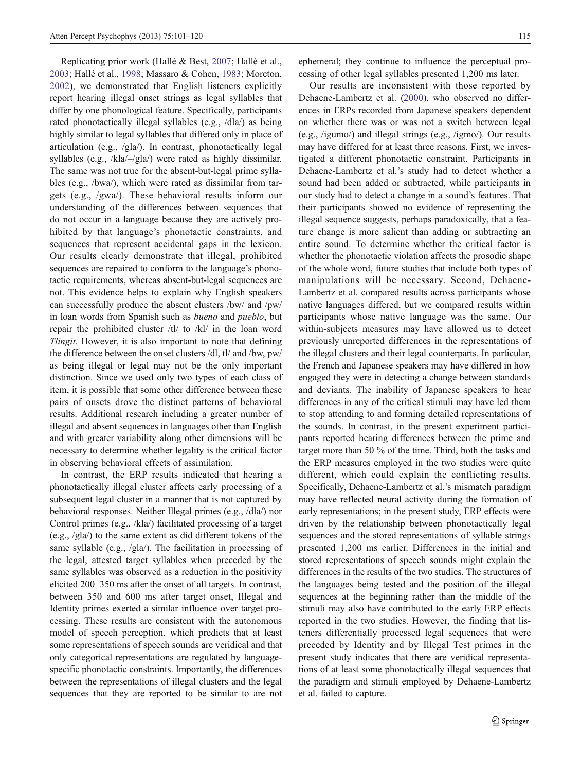Replicating prior work (Hallé & Best, 2007; Hallé et al., 2003; Hallé et al., 1998; Massaro & Cohen, 1983; Moreton, 2002), we demonstrated that English listeners explicitly report hearing illegal onset strings as legal syllables that differ by one phonological feature. Specifically, participants rated phonotactically illegal syllables (e.g., /dla/) as being highly similar to legal syllables that differed only in place of articulation (e.g., /gla/). In contrast, phonotactically legal syllables (e.g., /kla/–/gla/) were rated as highly dissimilar. The same was not true for the absent-but-legal prime syllables (e.g., /bwa/), which were rated as dissimilar from targets (e.g., /gwa/). These behavioral results inform our understanding of the differences between sequences that do not occur in a language because they are actively prohibited by that language's phonotactic constraints, and sequences that represent accidental gaps in the lexicon. Our results clearly demonstrate that illegal, prohibited sequences are repaired to conform to the language's phonotactic requirements, whereas absent-but-legal sequences are not. This evidence helps to explain why English speakers can successfully produce the absent clusters /bw/ and /pw/ in loan words from Spanish such as *bueno* and *pueblo*, but repair the prohibited cluster /tl/ to /kl/ in the loan word *Tlingit*. However, it is also important to note that defining the difference between the onset clusters /dl, tl/ and /bw, pw/ as being illegal or legal may not be the only important distinction. Since we used only two types of each class of item, it is possible that some other difference between these pairs of onsets drove the distinct patterns of behavioral results. Additional research including a greater number of illegal and absent sequences in languages other than English and with greater variability along other dimensions will be necessary to determine whether legality is the critical factor in observing behavioral effects of assimilation.

In contrast, the ERP results indicated that hearing a phonotactically illegal cluster affects early processing of a subsequent legal cluster in a manner that is not captured by behavioral responses. Neither Illegal primes (e.g., /dla/) nor Control primes (e.g., /kla/) facilitated processing of a target (e.g., /gla/) to the same extent as did different tokens of the same syllable (e.g., /gla/). The facilitation in processing of the legal, attested target syllables when preceded by the same syllables was observed as a reduction in the positivity elicited 200–350 ms after the onset of all targets. In contrast, between 350 and 600 ms after target onset, Illegal and Identity primes exerted a similar influence over target processing. These results are consistent with the autonomous model of speech perception, which predicts that at least some representations of speech sounds are veridical and that only categorical representations are regulated by language-specific phonotactic constraints. Importantly, the differences between the representations of illegal clusters and the legal sequences that they are reported to be similar to are not ephemeral; they continue to influence the perceptual processing of other legal syllables presented 1,200 ms later.

Our results are inconsistent with those reported by Dehaene-Lambertz et al. (2000), who observed no differences in ERPs recorded from Japanese speakers dependent on whether there was or was not a switch between legal (e.g., /igumo/) and illegal strings (e.g., /igmo/). Our results may have differed for at least three reasons. First, we investigated a different phonotactic constraint. Participants in Dehaene-Lambertz et al.'s study had to detect whether a sound had been added or subtracted, while participants in our study had to detect a change in a sound's features. That their participants showed no evidence of representing the illegal sequence suggests, perhaps paradoxically, that a feature change is more salient than adding or subtracting an entire sound. To determine whether the critical factor is whether the phonotactic violation affects the prosodic shape of the whole word, future studies that include both types of manipulations will be necessary. Second, Dehaene-Lambertz et al. compared results across participants whose native languages differed, but we compared results within participants whose native language was the same. Our within-subjects measures may have allowed us to detect previously unreported differences in the representations of the illegal clusters and their legal counterparts. In particular, the French and Japanese speakers may have differed in how engaged they were in detecting a change between standards and deviants. The inability of Japanese speakers to hear differences in any of the critical stimuli may have led them to stop attending to and forming detailed representations of the sounds. In contrast, in the present experiment participants reported hearing differences between the prime and target more than 50 % of the time. Third, both the tasks and the ERP measures employed in the two studies were quite different, which could explain the conflicting results. Specifically, Dehaene-Lambertz et al.'s mismatch paradigm may have reflected neural activity during the formation of early representations; in the present study, ERP effects were driven by the relationship between phonotactically legal sequences and the stored representations of syllable strings presented 1,200 ms earlier. Differences in the initial and stored representations of speech sounds might explain the differences in the results of the two studies. The structures of the languages being tested and the position of the illegal sequences at the beginning rather than the middle of the stimuli may also have contributed to the early ERP effects reported in the two studies. However, the finding that listeners differentially processed legal sequences that were preceded by Identity and by Illegal Test primes in the present study indicates that there are veridical representations of at least some phonotactically illegal sequences that the paradigm and stimuli employed by Dehaene-Lambertz et al. failed to capture.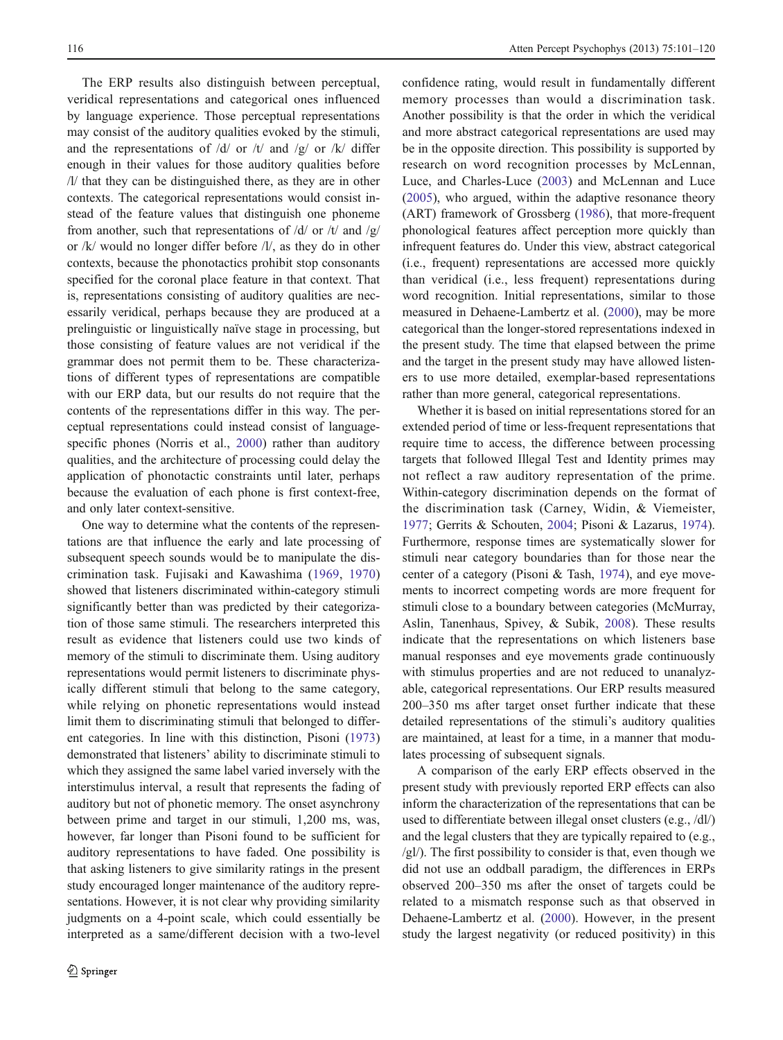The ERP results also distinguish between perceptual, veridical representations and categorical ones influenced by language experience. Those perceptual representations may consist of the auditory qualities evoked by the stimuli, and the representations of /d/ or /t/ and /g/ or /k/ differ enough in their values for those auditory qualities before /l/ that they can be distinguished there, as they are in other contexts. The categorical representations would consist instead of the feature values that distinguish one phoneme from another, such that representations of /d/ or /t/ and /g/ or /k/ would no longer differ before /l/, as they do in other contexts, because the phonotactics prohibit stop consonants specified for the coronal place feature in that context. That is, representations consisting of auditory qualities are necessarily veridical, perhaps because they are produced at a prelinguistic or linguistically naïve stage in processing, but those consisting of feature values are not veridical if the grammar does not permit them to be. These characterizations of different types of representations are compatible with our ERP data, but our results do not require that the contents of the representations differ in this way. The perceptual representations could instead consist of language-specific phones (Norris et al., 2000) rather than auditory qualities, and the architecture of processing could delay the application of phonotactic constraints until later, perhaps because the evaluation of each phone is first context-free, and only later context-sensitive.

One way to determine what the contents of the representations are that influence the early and late processing of subsequent speech sounds would be to manipulate the discrimination task. Fujisaki and Kawashima (1969, 1970) showed that listeners discriminated within-category stimuli significantly better than was predicted by their categorization of those same stimuli. The researchers interpreted this result as evidence that listeners could use two kinds of memory of the stimuli to discriminate them. Using auditory representations would permit listeners to discriminate physically different stimuli that belong to the same category, while relying on phonetic representations would instead limit them to discriminating stimuli that belonged to different categories. In line with this distinction, Pisoni (1973) demonstrated that listeners' ability to discriminate stimuli to which they assigned the same label varied inversely with the interstimulus interval, a result that represents the fading of auditory but not of phonetic memory. The onset asynchrony between prime and target in our stimuli, 1,200 ms, was, however, far longer than Pisoni found to be sufficient for auditory representations to have faded. One possibility is that asking listeners to give similarity ratings in the present study encouraged longer maintenance of the auditory representations. However, it is not clear why providing similarity judgments on a 4-point scale, which could essentially be interpreted as a same/different decision with a two-level confidence rating, would result in fundamentally different memory processes than would a discrimination task. Another possibility is that the order in which the veridical and more abstract categorical representations are used may be in the opposite direction. This possibility is supported by research on word recognition processes by McLennan, Luce, and Charles-Luce (2003) and McLennan and Luce (2005), who argued, within the adaptive resonance theory (ART) framework of Grossberg (1986), that more-frequent phonological features affect perception more quickly than infrequent features do. Under this view, abstract categorical (i.e., frequent) representations are accessed more quickly than veridical (i.e., less frequent) representations during word recognition. Initial representations, similar to those measured in Dehaene-Lambertz et al. (2000), may be more categorical than the longer-stored representations indexed in the present study. The time that elapsed between the prime and the target in the present study may have allowed listeners to use more detailed, exemplar-based representations rather than more general, categorical representations.

Whether it is based on initial representations stored for an extended period of time or less-frequent representations that require time to access, the difference between processing targets that followed Illegal Test and Identity primes may not reflect a raw auditory representation of the prime. Within-category discrimination depends on the format of the discrimination task (Carney, Widin, & Viemeister, 1977; Gerrits & Schouten, 2004; Pisoni & Lazarus, 1974). Furthermore, response times are systematically slower for stimuli near category boundaries than for those near the center of a category (Pisoni & Tash, 1974), and eye movements to incorrect competing words are more frequent for stimuli close to a boundary between categories (McMurray, Aslin, Tanenhaus, Spivey, & Subik, 2008). These results indicate that the representations on which listeners base manual responses and eye movements grade continuously with stimulus properties and are not reduced to unanalyzable, categorical representations. Our ERP results measured 200–350 ms after target onset further indicate that these detailed representations of the stimuli's auditory qualities are maintained, at least for a time, in a manner that modulates processing of subsequent signals.

A comparison of the early ERP effects observed in the present study with previously reported ERP effects can also inform the characterization of the representations that can be used to differentiate between illegal onset clusters (e.g., /dl/) and the legal clusters that they are typically repaired to (e.g., /gl/). The first possibility to consider is that, even though we did not use an oddball paradigm, the differences in ERPs observed 200–350 ms after the onset of targets could be related to a mismatch response such as that observed in Dehaene-Lambertz et al. (2000). However, in the present study the largest negativity (or reduced positivity) in this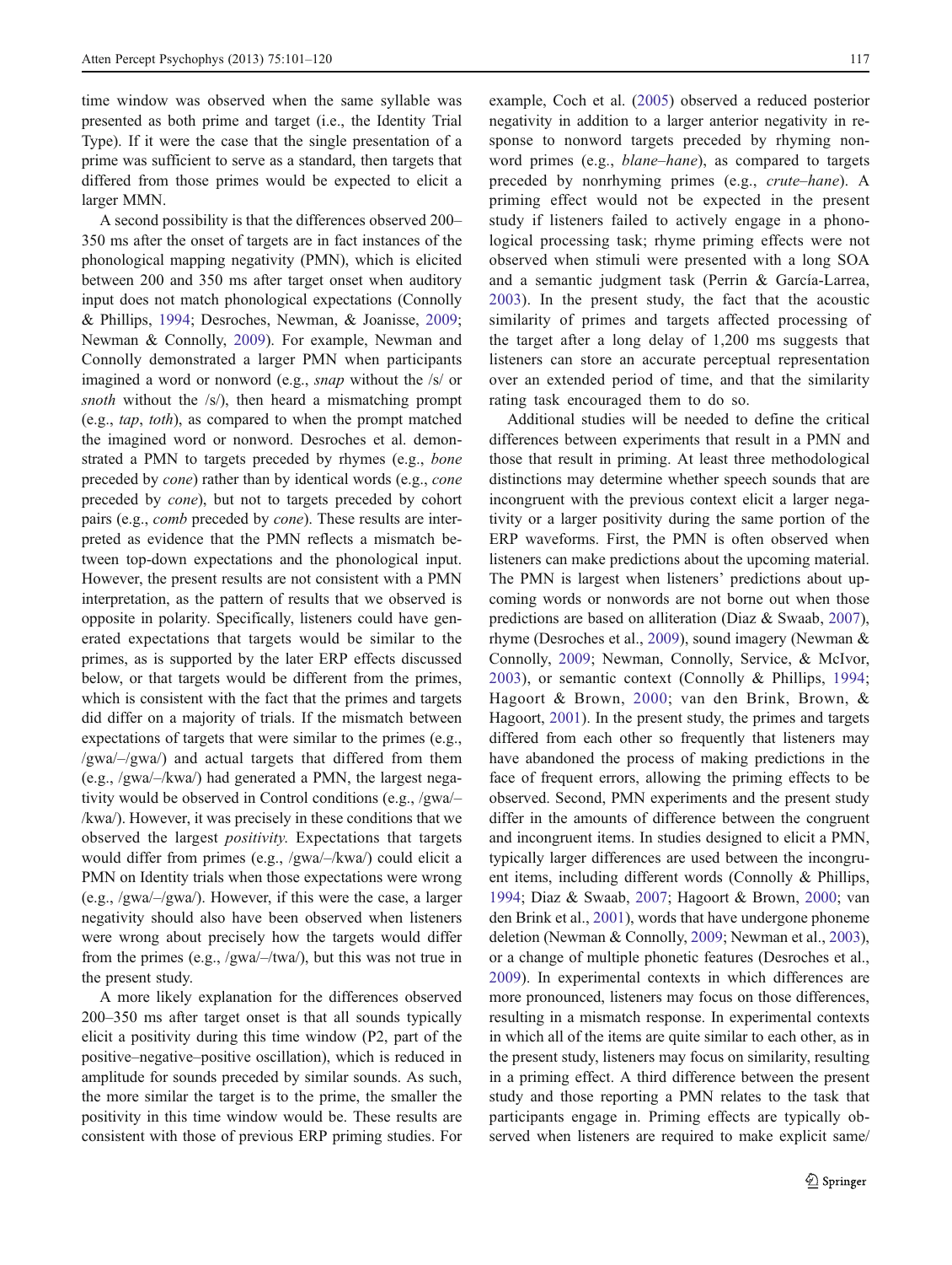time window was observed when the same syllable was presented as both prime and target (i.e., the Identity Trial Type). If it were the case that the single presentation of a prime was sufficient to serve as a standard, then targets that differed from those primes would be expected to elicit a larger MMN.

A second possibility is that the differences observed 200–350 ms after the onset of targets are in fact instances of the phonological mapping negativity (PMN), which is elicited between 200 and 350 ms after target onset when auditory input does not match phonological expectations (Connolly & Phillips, 1994; Desroches, Newman, & Joanisse, 2009; Newman & Connolly, 2009). For example, Newman and Connolly demonstrated a larger PMN when participants imagined a word or nonword (e.g., *snap* without the /s/ or *snoth* without the /s/), then heard a mismatching prompt (e.g., *tap*, *toth*), as compared to when the prompt matched the imagined word or nonword. Desroches et al. demonstrated a PMN to targets preceded by rhymes (e.g., *bone* preceded by *cone*) rather than by identical words (e.g., *cone* preceded by *cone*), but not to targets preceded by cohort pairs (e.g., *comb* preceded by *cone*). These results are interpreted as evidence that the PMN reflects a mismatch between top-down expectations and the phonological input. However, the present results are not consistent with a PMN interpretation, as the pattern of results that we observed is opposite in polarity. Specifically, listeners could have generated expectations that targets would be similar to the primes, as is supported by the later ERP effects discussed below, or that targets would be different from the primes, which is consistent with the fact that the primes and targets did differ on a majority of trials. If the mismatch between expectations of targets that were similar to the primes (e.g., /gwa/–/gwa/) and actual targets that differed from them (e.g., /gwa/–/kwa/) had generated a PMN, the largest negativity would be observed in Control conditions (e.g., /gwa/–/kwa/). However, it was precisely in these conditions that we observed the largest *positivity*. Expectations that targets would differ from primes (e.g., /gwa/–/kwa/) could elicit a PMN on Identity trials when those expectations were wrong (e.g., /gwa/–/gwa/). However, if this were the case, a larger negativity should also have been observed when listeners were wrong about precisely how the targets would differ from the primes (e.g., /gwa/–/twa/), but this was not true in the present study.

A more likely explanation for the differences observed 200–350 ms after target onset is that all sounds typically elicit a positivity during this time window (P2, part of the positive–negative–positive oscillation), which is reduced in amplitude for sounds preceded by similar sounds. As such, the more similar the target is to the prime, the smaller the positivity in this time window would be. These results are consistent with those of previous ERP priming studies. For example, Coch et al. (2005) observed a reduced posterior negativity in addition to a larger anterior negativity in response to nonword targets preceded by rhyming nonword primes (e.g., *blane–hane*), as compared to targets preceded by nonrhyming primes (e.g., *crute–hane*). A priming effect would not be expected in the present study if listeners failed to actively engage in a phonological processing task; rhyme priming effects were not observed when stimuli were presented with a long SOA and a semantic judgment task (Perrin & García-Larrea, 2003). In the present study, the fact that the acoustic similarity of primes and targets affected processing of the target after a long delay of 1,200 ms suggests that listeners can store an accurate perceptual representation over an extended period of time, and that the similarity rating task encouraged them to do so.

Additional studies will be needed to define the critical differences between experiments that result in a PMN and those that result in priming. At least three methodological distinctions may determine whether speech sounds that are incongruent with the previous context elicit a larger negativity or a larger positivity during the same portion of the ERP waveforms. First, the PMN is often observed when listeners can make predictions about the upcoming material. The PMN is largest when listeners' predictions about upcoming words or nonwords are not borne out when those predictions are based on alliteration (Diaz & Swaab, 2007), rhyme (Desroches et al., 2009), sound imagery (Newman & Connolly, 2009; Newman, Connolly, Service, & McIvor, 2003), or semantic context (Connolly & Phillips, 1994; Hagoort & Brown, 2000; van den Brink, Brown, & Hagoort, 2001). In the present study, the primes and targets differed from each other so frequently that listeners may have abandoned the process of making predictions in the face of frequent errors, allowing the priming effects to be observed. Second, PMN experiments and the present study differ in the amounts of difference between the congruent and incongruent items. In studies designed to elicit a PMN, typically larger differences are used between the incongruent items, including different words (Connolly & Phillips, 1994; Diaz & Swaab, 2007; Hagoort & Brown, 2000; van den Brink et al., 2001), words that have undergone phoneme deletion (Newman & Connolly, 2009; Newman et al., 2003), or a change of multiple phonetic features (Desroches et al., 2009). In experimental contexts in which differences are more pronounced, listeners may focus on those differences, resulting in a mismatch response. In experimental contexts in which all of the items are quite similar to each other, as in the present study, listeners may focus on similarity, resulting in a priming effect. A third difference between the present study and those reporting a PMN relates to the task that participants engage in. Priming effects are typically observed when listeners are required to make explicit same/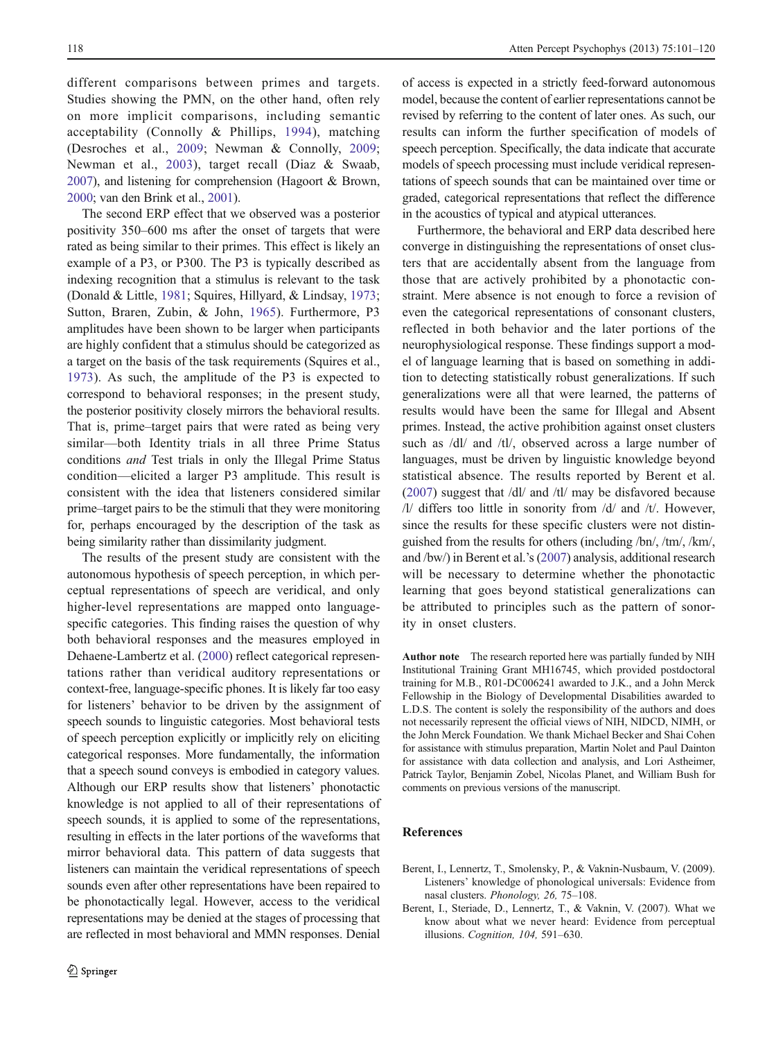different comparisons between primes and targets. Studies showing the PMN, on the other hand, often rely on more implicit comparisons, including semantic acceptability (Connolly & Phillips, 1994), matching (Desroches et al., 2009; Newman & Connolly, 2009; Newman et al., 2003), target recall (Diaz & Swaab, 2007), and listening for comprehension (Hagoort & Brown, 2000; van den Brink et al., 2001).

The second ERP effect that we observed was a posterior positivity 350–600 ms after the onset of targets that were rated as being similar to their primes. This effect is likely an example of a P3, or P300. The P3 is typically described as indexing recognition that a stimulus is relevant to the task (Donald & Little, 1981; Squires, Hillyard, & Lindsay, 1973; Sutton, Braren, Zubin, & John, 1965). Furthermore, P3 amplitudes have been shown to be larger when participants are highly confident that a stimulus should be categorized as a target on the basis of the task requirements (Squires et al., 1973). As such, the amplitude of the P3 is expected to correspond to behavioral responses; in the present study, the posterior positivity closely mirrors the behavioral results. That is, prime–target pairs that were rated as being very similar—both Identity trials in all three Prime Status conditions *and* Test trials in only the Illegal Prime Status condition—elicited a larger P3 amplitude. This result is consistent with the idea that listeners considered similar prime–target pairs to be the stimuli that they were monitoring for, perhaps encouraged by the description of the task as being similarity rather than dissimilarity judgment.

The results of the present study are consistent with the autonomous hypothesis of speech perception, in which perceptual representations of speech are veridical, and only higher-level representations are mapped onto language-specific categories. This finding raises the question of why both behavioral responses and the measures employed in Dehaene-Lambertz et al. (2000) reflect categorical representations rather than veridical auditory representations or context-free, language-specific phones. It is likely far too easy for listeners' behavior to be driven by the assignment of speech sounds to linguistic categories. Most behavioral tests of speech perception explicitly or implicitly rely on eliciting categorical responses. More fundamentally, the information that a speech sound conveys is embodied in category values. Although our ERP results show that listeners' phonotactic knowledge is not applied to all of their representations of speech sounds, it is applied to some of the representations, resulting in effects in the later portions of the waveforms that mirror behavioral data. This pattern of data suggests that listeners can maintain the veridical representations of speech sounds even after other representations have been repaired to be phonotactically legal. However, access to the veridical representations may be denied at the stages of processing that are reflected in most behavioral and MMN responses. Denial of access is expected in a strictly feed-forward autonomous model, because the content of earlier representations cannot be revised by referring to the content of later ones. As such, our results can inform the further specification of models of speech perception. Specifically, the data indicate that accurate models of speech processing must include veridical representations of speech sounds that can be maintained over time or graded, categorical representations that reflect the difference in the acoustics of typical and atypical utterances.

Furthermore, the behavioral and ERP data described here converge in distinguishing the representations of onset clusters that are accidentally absent from the language from those that are actively prohibited by a phonotactic constraint. Mere absence is not enough to force a revision of even the categorical representations of consonant clusters, reflected in both behavior and the later portions of the neurophysiological response. These findings support a model of language learning that is based on something in addition to detecting statistically robust generalizations. If such generalizations were all that were learned, the patterns of results would have been the same for Illegal and Absent primes. Instead, the active prohibition against onset clusters such as /dl/ and /tl/, observed across a large number of languages, must be driven by linguistic knowledge beyond statistical absence. The results reported by Berent et al. (2007) suggest that /dl/ and /tl/ may be disfavored because /l/ differs too little in sonority from /d/ and /t/. However, since the results for these specific clusters were not distinguished from the results for others (including /bn/, /tm/, /km/, and /bw/) in Berent et al.'s (2007) analysis, additional research will be necessary to determine whether the phonotactic learning that goes beyond statistical generalizations can be attributed to principles such as the pattern of sonority in onset clusters.

**Author note** The research reported here was partially funded by NIH Institutional Training Grant MH16745, which provided postdoctoral training for M.B., R01-DC006241 awarded to J.K., and a John Merck Fellowship in the Biology of Developmental Disabilities awarded to L.D.S. The content is solely the responsibility of the authors and does not necessarily represent the official views of NIH, NIDCD, NIMH, or the John Merck Foundation. We thank Michael Becker and Shai Cohen for assistance with stimulus preparation, Martin Nolet and Paul Dainton for assistance with data collection and analysis, and Lori Astheimer, Patrick Taylor, Benjamin Zobel, Nicolas Planet, and William Bush for comments on previous versions of the manuscript.

## References

Berent, I., Lennertz, T., Smolensky, P., & Vaknin-Nusbaum, V. (2009). Listeners' knowledge of phonological universals: Evidence from nasal clusters. *Phonology, 26,* 75–108.

Berent, I., Steriade, D., Lennertz, T., & Vaknin, V. (2007). What we know about what we never heard: Evidence from perceptual illusions. *Cognition, 104,* 591–630.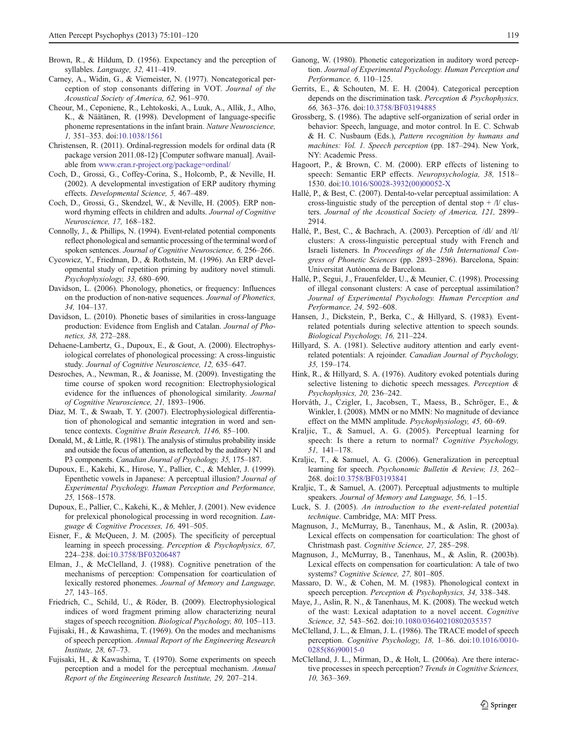Brown, R., & Hildum, D. (1956). Expectancy and the perception of syllables. *Language, 32,* 411–419.

Carney, A., Widin, G., & Viemeister, N. (1977). Noncategorical perception of stop consonants differing in VOT. *Journal of the Acoustical Society of America, 62,* 961–970.

Cheour, M., Ceponiene, R., Lehtokoski, A., Luuk, A., Allik, J., Alho, K., & Näätänen, R. (1998). Development of language-specific phoneme representations in the infant brain. *Nature Neuroscience, 1,* 351–353. doi:10.1038/1561

Christensen, R. (2011). Ordinal-regression models for ordinal data (R package version 2011.08-12) [Computer software manual]. Available from www.cran.r-project.org/package=ordinal/

Coch, D., Grossi, G., Coffey-Corina, S., Holcomb, P., & Neville, H. (2002). A developmental investigation of ERP auditory rhyming effects. *Developmental Science, 5,* 467–489.

Coch, D., Grossi, G., Skendzel, W., & Neville, H. (2005). ERP nonword rhyming effects in children and adults. *Journal of Cognitive Neuroscience, 17,* 168–182.

Connolly, J., & Phillips, N. (1994). Event-related potential components reflect phonological and semantic processing of the terminal word of spoken sentences. *Journal of Cognitive Neuroscience, 6,* 256–266.

Cycowicz, Y., Friedman, D., & Rothstein, M. (1996). An ERP developmental study of repetition priming by auditory novel stimuli. *Psychophysiology, 33,* 680–690.

Davidson, L. (2006). Phonology, phonetics, or frequency: Influences on the production of non-native sequences. *Journal of Phonetics, 34,* 104–137.

Davidson, L. (2010). Phonetic bases of similarities in cross-language production: Evidence from English and Catalan. *Journal of Phonetics, 38,* 272–288.

Dehaene-Lambertz, G., Dupoux, E., & Gout, A. (2000). Electrophysiological correlates of phonological processing: A cross-linguistic study. *Journal of Cognitive Neuroscience, 12,* 635–647.

Desroches, A., Newman, R., & Joanisse, M. (2009). Investigating the time course of spoken word recognition: Electrophysiological evidence for the influences of phonological similarity. *Journal of Cognitive Neuroscience, 21,* 1893–1906.

Diaz, M. T., & Swaab, T. Y. (2007). Electrophysiological differentiation of phonological and semantic integration in word and sentence contexts. *Cognitive Brain Research, 1146,* 85–100.

Donald, M., & Little, R. (1981). The analysis of stimulus probability inside and outside the focus of attention, as reflected by the auditory N1 and P3 components. *Canadian Journal of Psychology, 35,* 175–187.

Dupoux, E., Kakehi, K., Hirose, Y., Pallier, C., & Mehler, J. (1999). Epenthetic vowels in Japanese: A perceptual illusion? *Journal of Experimental Psychology. Human Perception and Performance, 25,* 1568–1578.

Dupoux, E., Pallier, C., Kakehi, K., & Mehler, J. (2001). New evidence for prelexical phonological processing in word recognition. *Language & Cognitive Processes, 16,* 491–505.

Eisner, F., & McQueen, J. M. (2005). The specificity of perceptual learning in speech processing. *Perception & Psychophysics, 67,* 224–238. doi:10.3758/BF03206487

Elman, J., & McClelland, J. (1988). Cognitive penetration of the mechanisms of perception: Compensation for coarticulation of lexically restored phonemes. *Journal of Memory and Language, 27,* 143–165.

Friedrich, C., Schild, U., & Röder, B. (2009). Electrophysiological indices of word fragment priming allow characterizing neural stages of speech recognition. *Biological Psychology, 80,* 105–113.

Fujisaki, H., & Kawashima, T. (1969). On the modes and mechanisms of speech perception. *Annual Report of the Engineering Research Institute, 28,* 67–73.

Fujisaki, H., & Kawashima, T. (1970). Some experiments on speech perception and a model for the perceptual mechanism. *Annual Report of the Engineering Research Institute, 29,* 207–214.

Ganong, W. (1980). Phonetic categorization in auditory word perception. *Journal of Experimental Psychology. Human Perception and Performance, 6,* 110–125.

Gerrits, E., & Schouten, M. E. H. (2004). Categorical perception depends on the discrimination task. *Perception & Psychophysics, 66,* 363–376. doi:10.3758/BF03194885

Grossberg, S. (1986). The adaptive self-organization of serial order in behavior: Speech, language, and motor control. In E. C. Schwab & H. C. Nusbaum (Eds.), *Pattern recognition by humans and machines: Vol. 1. Speech perception* (pp. 187–294). New York, NY: Academic Press.

Hagoort, P., & Brown, C. M. (2000). ERP effects of listening to speech: Semantic ERP effects. *Neuropsychologia, 38,* 1518–1530. doi:10.1016/S0028-3932(00)00052-X

Hallé, P., & Best, C. (2007). Dental-to-velar perceptual assimilation: A cross-linguistic study of the perception of dental stop + /l/ clusters. *Journal of the Acoustical Society of America, 121,* 2899–2914.

Hallé, P., Best, C., & Bachrach, A. (2003). Perception of /dl/ and /tl/ clusters: A cross-linguistic perceptual study with French and Israeli listeners. In *Proceedings of the 15th International Congress of Phonetic Sciences* (pp. 2893–2896). Barcelona, Spain: Universitat Autònoma de Barcelona.

Hallé, P., Segui, J., Frauenfelder, U., & Meunier, C. (1998). Processing of illegal consonant clusters: A case of perceptual assimilation? *Journal of Experimental Psychology. Human Perception and Performance, 24,* 592–608.

Hansen, J., Dickstein, P., Berka, C., & Hillyard, S. (1983). Event-related potentials during selective attention to speech sounds. *Biological Psychology, 16,* 211–224.

Hillyard, S. A. (1981). Selective auditory attention and early event-related potentials: A rejoinder. *Canadian Journal of Psychology, 35,* 159–174.

Hink, R., & Hillyard, S. A. (1976). Auditory evoked potentials during selective listening to dichotic speech messages. *Perception & Psychophysics, 20,* 236–242.

Horváth, J., Czigler, I., Jacobsen, T., Maess, B., Schröger, E., & Winkler, I. (2008). MMN or no MMN: No magnitude of deviance effect on the MMN amplitude. *Psychophysiology, 45,* 60–69.

Kraljic, T., & Samuel, A. G. (2005). Perceptual learning for speech: Is there a return to normal? *Cognitive Psychology, 51,* 141–178.

Kraljic, T., & Samuel, A. G. (2006). Generalization in perceptual learning for speech. *Psychonomic Bulletin & Review, 13,* 262–268. doi:10.3758/BF03193841

Kraljic, T., & Samuel, A. (2007). Perceptual adjustments to multiple speakers. *Journal of Memory and Language, 56,* 1–15.

Luck, S. J. (2005). *An introduction to the event-related potential technique*. Cambridge, MA: MIT Press.

Magnuson, J., McMurray, B., Tanenhaus, M., & Aslin, R. (2003a). Lexical effects on compensation for coarticulation: The ghost of Christmash past. *Cognitive Science, 27,* 285–298.

Magnuson, J., McMurray, B., Tanenhaus, M., & Aslin, R. (2003b). Lexical effects on compensation for coarticulation: A tale of two systems? *Cognitive Science, 27,* 801–805.

Massaro, D. W., & Cohen, M. M. (1983). Phonological context in speech perception. *Perception & Psychophysics, 34,* 338–348.

Maye, J., Aslin, R. N., & Tanenhaus, M. K. (2008). The weckud wetch of the wast: Lexical adaptation to a novel accent. *Cognitive Science, 32,* 543–562. doi:10.1080/03640210802035357

McClelland, J. L., & Elman, J. L. (1986). The TRACE model of speech perception. *Cognitive Psychology, 18,* 1–86. doi:10.1016/0010-0285(86)90015-0

McClelland, J. L., Mirman, D., & Holt, L. (2006a). Are there interactive processes in speech perception? *Trends in Cognitive Sciences, 10,* 363–369.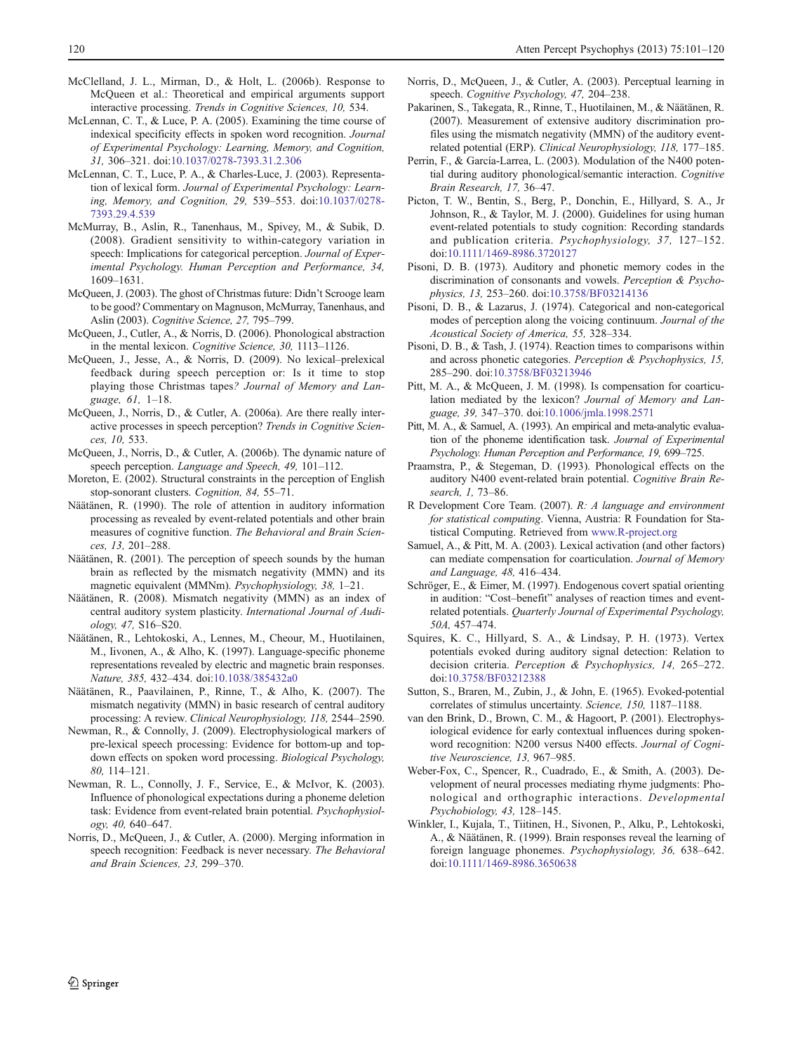McClelland, J. L., Mirman, D., & Holt, L. (2006b). Response to McQueen et al.: Theoretical and empirical arguments support interactive processing. *Trends in Cognitive Sciences, 10,* 534.

McLennan, C. T., & Luce, P. A. (2005). Examining the time course of indexical specificity effects in spoken word recognition. *Journal of Experimental Psychology: Learning, Memory, and Cognition, 31,* 306–321. doi:10.1037/0278-7393.31.2.306

McLennan, C. T., Luce, P. A., & Charles-Luce, J. (2003). Representation of lexical form. *Journal of Experimental Psychology: Learning, Memory, and Cognition, 29,* 539–553. doi:10.1037/0278-7393.29.4.539

McMurray, B., Aslin, R., Tanenhaus, M., Spivey, M., & Subik, D. (2008). Gradient sensitivity to within-category variation in speech: Implications for categorical perception. *Journal of Experimental Psychology. Human Perception and Performance, 34,* 1609–1631.

McQueen, J. (2003). The ghost of Christmas future: Didn't Scrooge learn to be good? Commentary on Magnuson, McMurray, Tanenhaus, and Aslin (2003). *Cognitive Science, 27,* 795–799.

McQueen, J., Cutler, A., & Norris, D. (2006). Phonological abstraction in the mental lexicon. *Cognitive Science, 30,* 1113–1126.

McQueen, J., Jesse, A., & Norris, D. (2009). No lexical–prelexical feedback during speech perception or: Is it time to stop playing those Christmas tapes? *Journal of Memory and Language, 61,* 1–18.

McQueen, J., Norris, D., & Cutler, A. (2006a). Are there really interactive processes in speech perception? *Trends in Cognitive Sciences, 10,* 533.

McQueen, J., Norris, D., & Cutler, A. (2006b). The dynamic nature of speech perception. *Language and Speech, 49,* 101–112.

Moreton, E. (2002). Structural constraints in the perception of English stop-sonorant clusters. *Cognition, 84,* 55–71.

Näätänen, R. (1990). The role of attention in auditory information processing as revealed by event-related potentials and other brain measures of cognitive function. *The Behavioral and Brain Sciences, 13,* 201–288.

Näätänen, R. (2001). The perception of speech sounds by the human brain as reflected by the mismatch negativity (MMN) and its magnetic equivalent (MMNm). *Psychophysiology, 38,* 1–21.

Näätänen, R. (2008). Mismatch negativity (MMN) as an index of central auditory system plasticity. *International Journal of Audiology, 47,* S16–S20.

Näätänen, R., Lehtokoski, A., Lennes, M., Cheour, M., Huotilainen, M., Iivonen, A., & Alho, K. (1997). Language-specific phoneme representations revealed by electric and magnetic brain responses. *Nature, 385,* 432–434. doi:10.1038/385432a0

Näätänen, R., Paavilainen, P., Rinne, T., & Alho, K. (2007). The mismatch negativity (MMN) in basic research of central auditory processing: A review. *Clinical Neurophysiology, 118,* 2544–2590.

Newman, R., & Connolly, J. (2009). Electrophysiological markers of pre-lexical speech processing: Evidence for bottom-up and top-down effects on spoken word processing. *Biological Psychology, 80,* 114–121.

Newman, R. L., Connolly, J. F., Service, E., & McIvor, K. (2003). Influence of phonological expectations during a phoneme deletion task: Evidence from event-related brain potential. *Psychophysiology, 40,* 640–647.

Norris, D., McQueen, J., & Cutler, A. (2000). Merging information in speech recognition: Feedback is never necessary. *The Behavioral and Brain Sciences, 23,* 299–370.

Norris, D., McQueen, J., & Cutler, A. (2003). Perceptual learning in speech. *Cognitive Psychology, 47,* 204–238.

Pakarinen, S., Takegata, R., Rinne, T., Huotilainen, M., & Näätänen, R. (2007). Measurement of extensive auditory discrimination profiles using the mismatch negativity (MMN) of the auditory event-related potential (ERP). *Clinical Neurophysiology, 118,* 177–185.

Perrin, F., & García-Larrea, L. (2003). Modulation of the N400 potential during auditory phonological/semantic interaction. *Cognitive Brain Research, 17,* 36–47.

Picton, T. W., Bentin, S., Berg, P., Donchin, E., Hillyard, S. A., Jr Johnson, R., & Taylor, M. J. (2000). Guidelines for using human event-related potentials to study cognition: Recording standards and publication criteria. *Psychophysiology, 37,* 127–152. doi:10.1111/1469-8986.3720127

Pisoni, D. B. (1973). Auditory and phonetic memory codes in the discrimination of consonants and vowels. *Perception & Psychophysics, 13,* 253–260. doi:10.3758/BF03214136

Pisoni, D. B., & Lazarus, J. (1974). Categorical and non-categorical modes of perception along the voicing continuum. *Journal of the Acoustical Society of America, 55,* 328–334.

Pisoni, D. B., & Tash, J. (1974). Reaction times to comparisons within and across phonetic categories. *Perception & Psychophysics, 15,* 285–290. doi:10.3758/BF03213946

Pitt, M. A., & McQueen, J. M. (1998). Is compensation for coarticulation mediated by the lexicon? *Journal of Memory and Language, 39,* 347–370. doi:10.1006/jmla.1998.2571

Pitt, M. A., & Samuel, A. (1993). An empirical and meta-analytic evaluation of the phoneme identification task. *Journal of Experimental Psychology. Human Perception and Performance, 19,* 699–725.

Praamstra, P., & Stegeman, D. (1993). Phonological effects on the auditory N400 event-related brain potential. *Cognitive Brain Research, 1,* 73–86.

R Development Core Team. (2007). *R: A language and environment for statistical computing*. Vienna, Austria: R Foundation for Statistical Computing. Retrieved from www.R-project.org

Samuel, A., & Pitt, M. A. (2003). Lexical activation (and other factors) can mediate compensation for coarticulation. *Journal of Memory and Language, 48,* 416–434.

Schröger, E., & Eimer, M. (1997). Endogenous covert spatial orienting in audition: "Cost–benefit" analyses of reaction times and event-related potentials. *Quarterly Journal of Experimental Psychology, 50A,* 457–474.

Squires, K. C., Hillyard, S. A., & Lindsay, P. H. (1973). Vertex potentials evoked during auditory signal detection: Relation to decision criteria. *Perception & Psychophysics, 14,* 265–272. doi:10.3758/BF03212388

Sutton, S., Braren, M., Zubin, J., & John, E. (1965). Evoked-potential correlates of stimulus uncertainty. *Science, 150,* 1187–1188.

van den Brink, D., Brown, C. M., & Hagoort, P. (2001). Electrophysiological evidence for early contextual influences during spoken-word recognition: N200 versus N400 effects. *Journal of Cognitive Neuroscience, 13,* 967–985.

Weber-Fox, C., Spencer, R., Cuadrado, E., & Smith, A. (2003). Development of neural processes mediating rhyme judgments: Phonological and orthographic interactions. *Developmental Psychobiology, 43,* 128–145.

Winkler, I., Kujala, T., Tiitinen, H., Sivonen, P., Alku, P., Lehtokoski, A., & Näätänen, R. (1999). Brain responses reveal the learning of foreign language phonemes. *Psychophysiology, 36,* 638–642. doi:10.1111/1469-8986.3650638